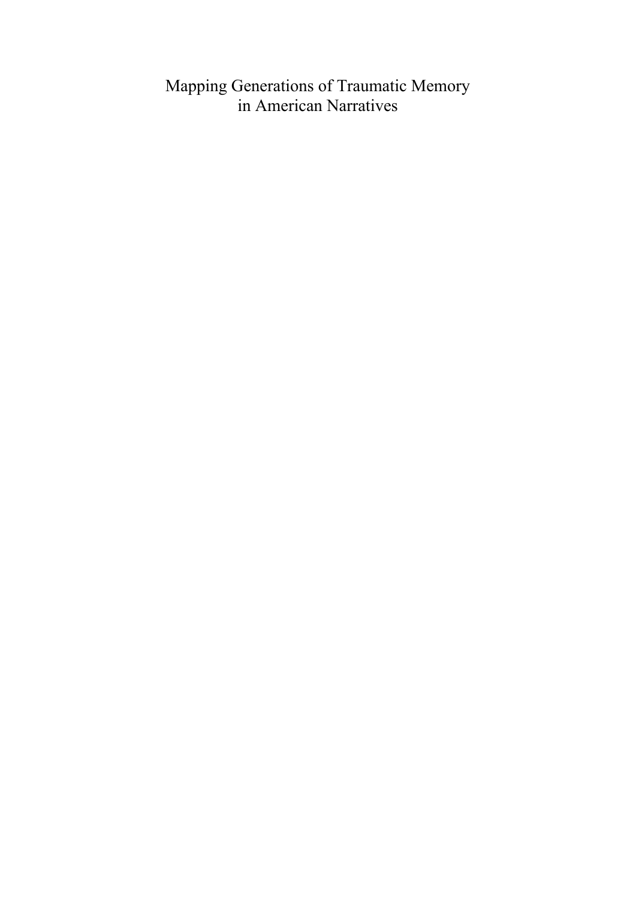# Mapping Generations of Traumatic Memory in American Narratives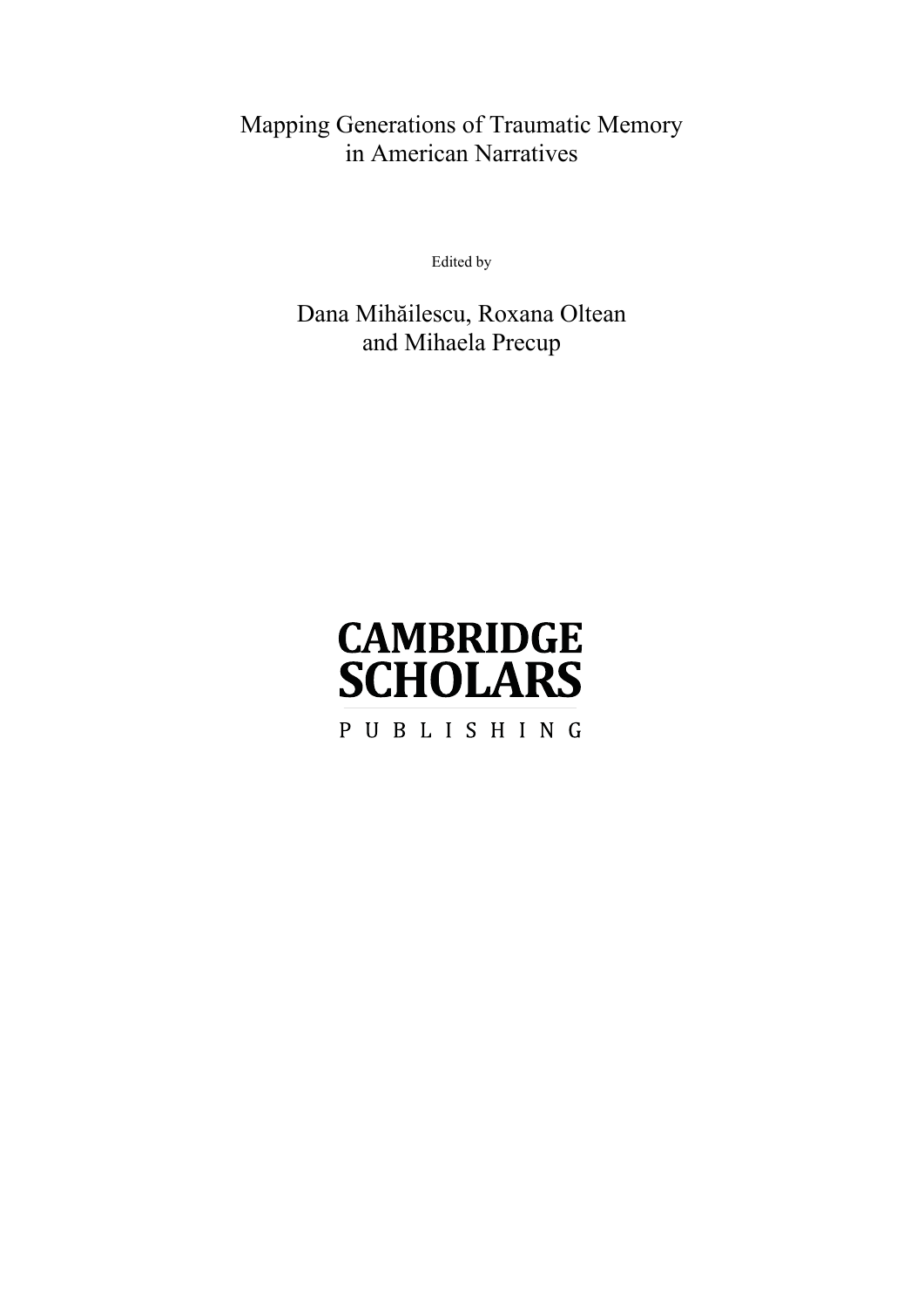# Mapping Generations of Traumatic Memory in American Narratives

Edited by

Dana Mihăilescu, Roxana Oltean and Mihaela Precup

CAMBRIDGE
SCHOLARS

PUBLISHING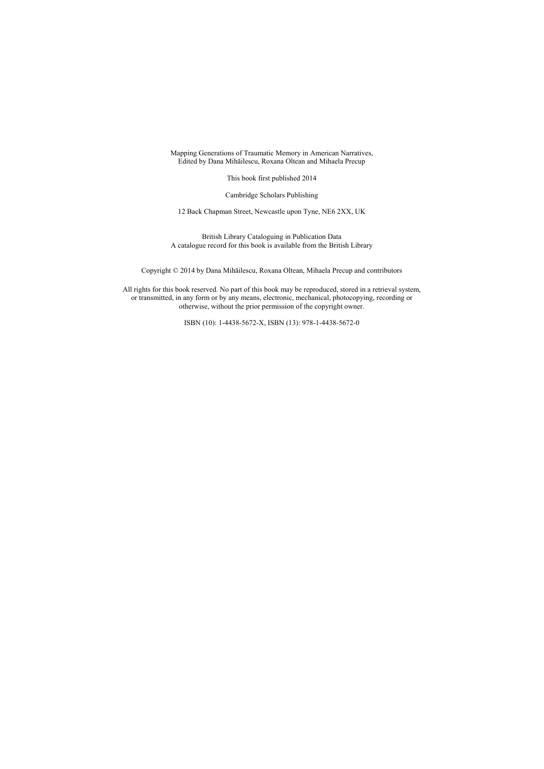Mapping Generations of Traumatic Memory in American Narratives,
Edited by Dana Mihăilescu, Roxana Oltean and Mihaela Precup

This book first published 2014

Cambridge Scholars Publishing

12 Back Chapman Street, Newcastle upon Tyne, NE6 2XX, UK

British Library Cataloguing in Publication Data
A catalogue record for this book is available from the British Library

Copyright © 2014 by Dana Mihăilescu, Roxana Oltean, Mihaela Precup and contributors

All rights for this book reserved. No part of this book may be reproduced, stored in a retrieval system, or transmitted, in any form or by any means, electronic, mechanical, photocopying, recording or otherwise, without the prior permission of the copyright owner.

ISBN (10): 1-4438-5672-X, ISBN (13): 978-1-4438-5672-0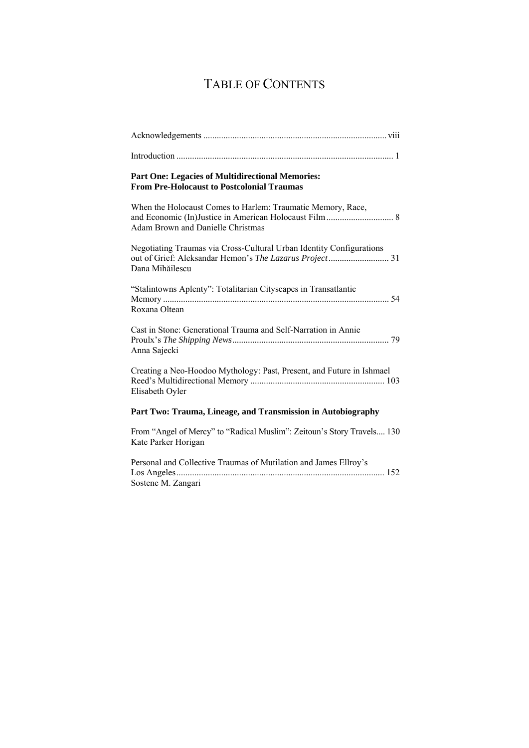# Table of Contents

Acknowledgements ..... viii

Introduction ..... 1

**Part One: Legacies of Multidirectional Memories: From Pre-Holocaust to Postcolonial Traumas**

When the Holocaust Comes to Harlem: Traumatic Memory, Race, and Economic (In)Justice in American Holocaust Film ..... 8
Adam Brown and Danielle Christmas

Negotiating Traumas via Cross-Cultural Urban Identity Configurations out of Grief: Aleksandar Hemon's *The Lazarus Project* ..... 31
Dana Mihăilescu

"Stalintowns Aplenty": Totalitarian Cityscapes in Transatlantic Memory ..... 54
Roxana Oltean

Cast in Stone: Generational Trauma and Self-Narration in Annie Proulx's *The Shipping News* ..... 79
Anna Sajecki

Creating a Neo-Hoodoo Mythology: Past, Present, and Future in Ishmael Reed's Multidirectional Memory ..... 103
Elisabeth Oyler

**Part Two: Trauma, Lineage, and Transmission in Autobiography**

From "Angel of Mercy" to "Radical Muslim": Zeitoun's Story Travels..... 130
Kate Parker Horigan

Personal and Collective Traumas of Mutilation and James Ellroy's Los Angeles ..... 152
Sostene M. Zangari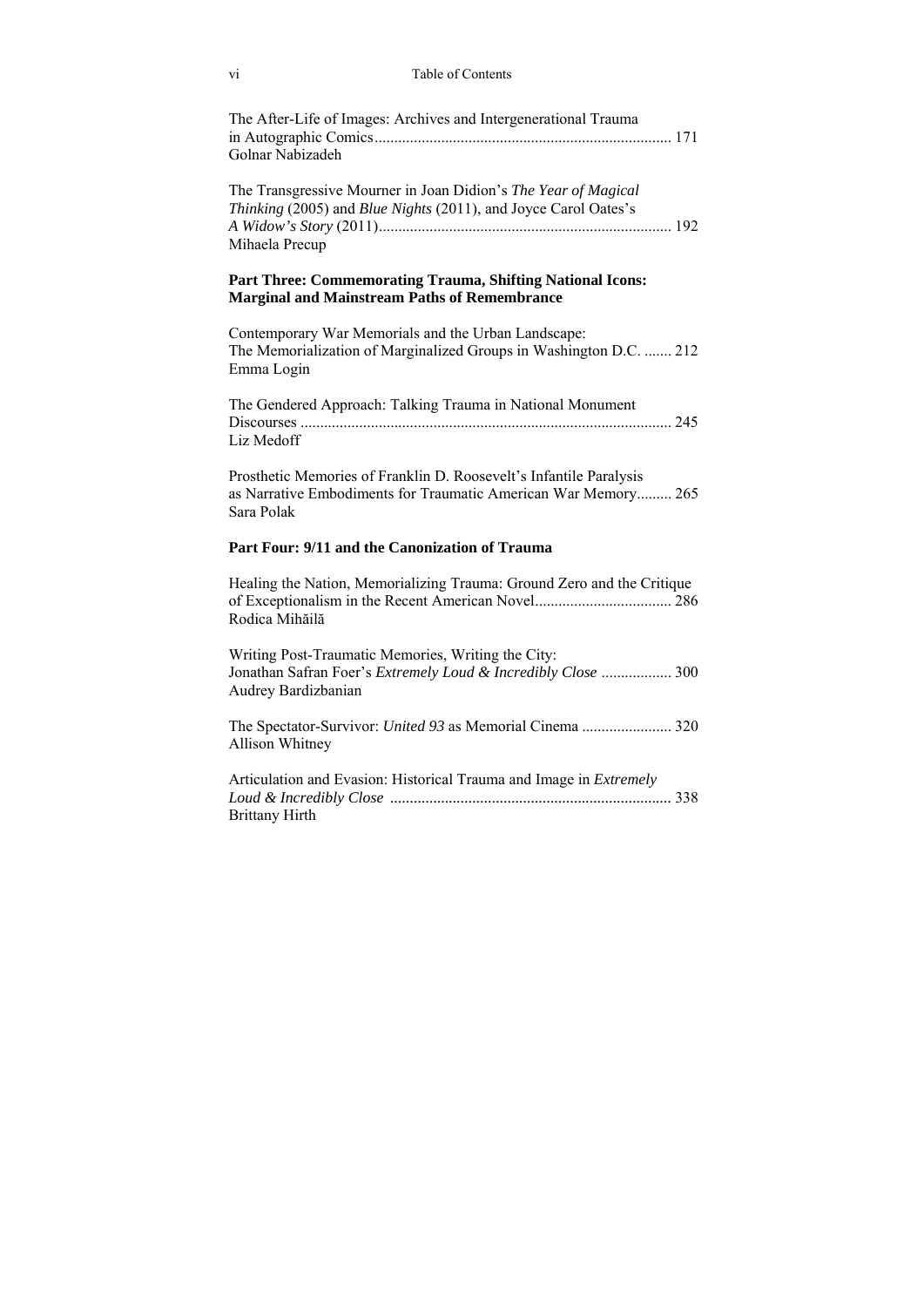The After-Life of Images: Archives and Intergenerational Trauma in Autographic Comics ........................................................................... 171
Golnar Nabizadeh

The Transgressive Mourner in Joan Didion's *The Year of Magical Thinking* (2005) and *Blue Nights* (2011), and Joyce Carol Oates's *A Widow's Story* (2011).......................................................................... 192
Mihaela Precup

**Part Three: Commemorating Trauma, Shifting National Icons: Marginal and Mainstream Paths of Remembrance**

Contemporary War Memorials and the Urban Landscape: The Memorialization of Marginalized Groups in Washington D.C. ....... 212
Emma Login

The Gendered Approach: Talking Trauma in National Monument Discourses .............................................................................................. 245
Liz Medoff

Prosthetic Memories of Franklin D. Roosevelt's Infantile Paralysis as Narrative Embodiments for Traumatic American War Memory......... 265
Sara Polak

**Part Four: 9/11 and the Canonization of Trauma**

Healing the Nation, Memorializing Trauma: Ground Zero and the Critique of Exceptionalism in the Recent American Novel.................................. 286
Rodica Mihăilă

Writing Post-Traumatic Memories, Writing the City: Jonathan Safran Foer's *Extremely Loud & Incredibly Close* .................. 300
Audrey Bardizbanian

The Spectator-Survivor: *United 93* as Memorial Cinema ....................... 320
Allison Whitney

Articulation and Evasion: Historical Trauma and Image in *Extremely Loud & Incredibly Close* ....................................................................... 338
Brittany Hirth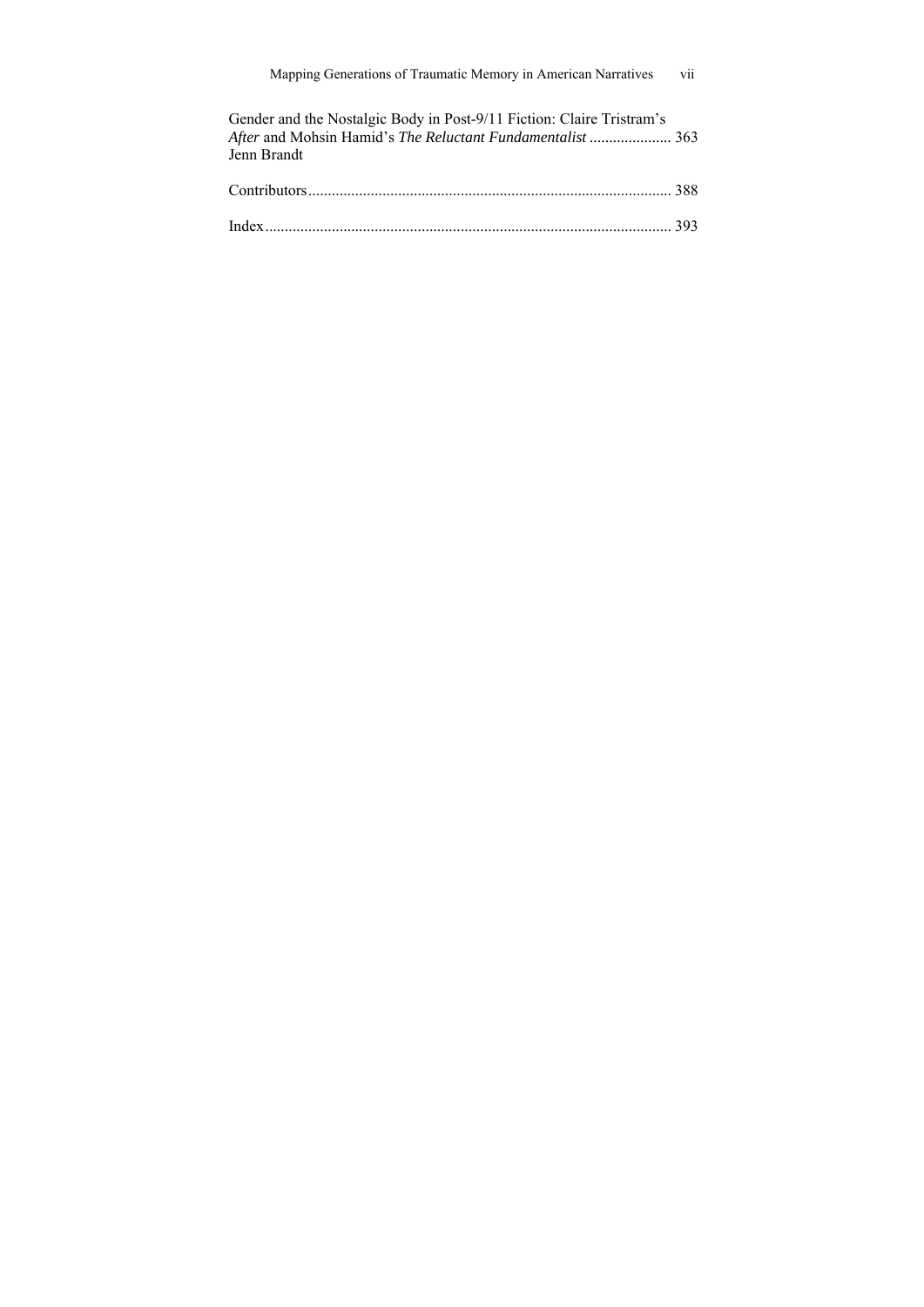Gender and the Nostalgic Body in Post-9/11 Fiction: Claire Tristram's *After* and Mohsin Hamid's *The Reluctant Fundamentalist* ..................... 363
Jenn Brandt

Contributors............................................................................................ 388

Index....................................................................................................... 393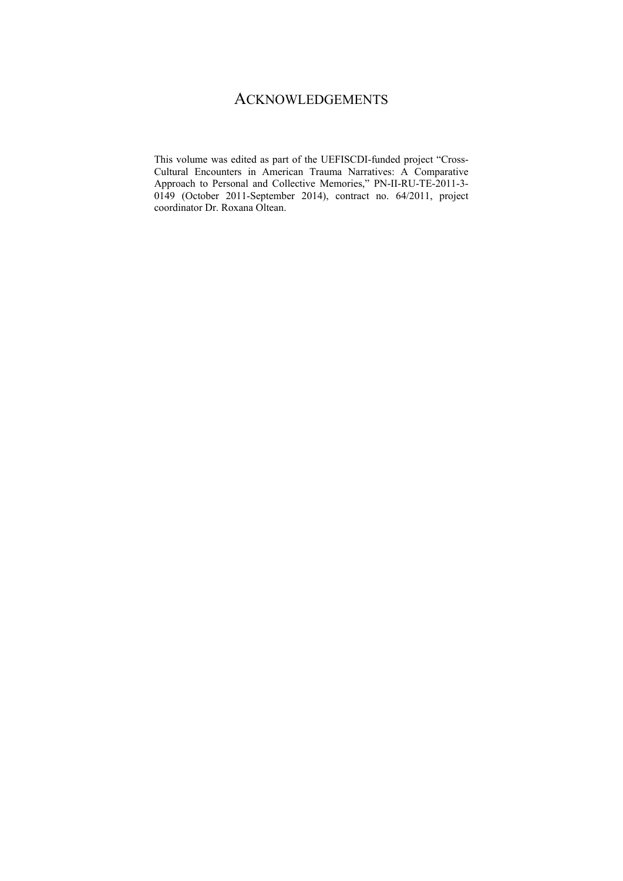# ACKNOWLEDGEMENTS

This volume was edited as part of the UEFISCDI-funded project "Cross-Cultural Encounters in American Trauma Narratives: A Comparative Approach to Personal and Collective Memories," PN-II-RU-TE-2011-3-0149 (October 2011-September 2014), contract no. 64/2011, project coordinator Dr. Roxana Oltean.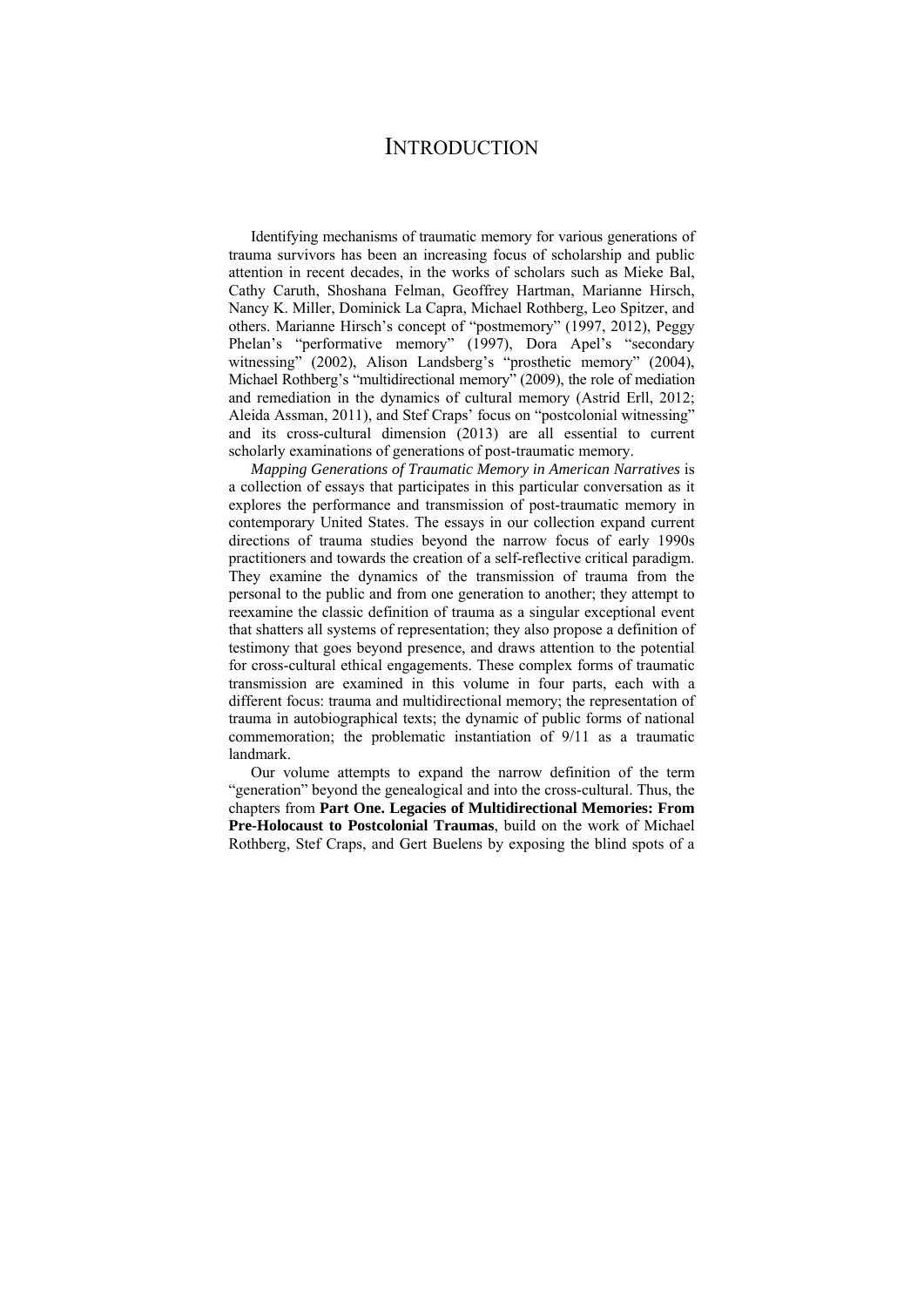# INTRODUCTION

Identifying mechanisms of traumatic memory for various generations of trauma survivors has been an increasing focus of scholarship and public attention in recent decades, in the works of scholars such as Mieke Bal, Cathy Caruth, Shoshana Felman, Geoffrey Hartman, Marianne Hirsch, Nancy K. Miller, Dominick La Capra, Michael Rothberg, Leo Spitzer, and others. Marianne Hirsch's concept of "postmemory" (1997, 2012), Peggy Phelan's "performative memory" (1997), Dora Apel's "secondary witnessing" (2002), Alison Landsberg's "prosthetic memory" (2004), Michael Rothberg's "multidirectional memory" (2009), the role of mediation and remediation in the dynamics of cultural memory (Astrid Erll, 2012; Aleida Assman, 2011), and Stef Craps' focus on "postcolonial witnessing" and its cross-cultural dimension (2013) are all essential to current scholarly examinations of generations of post-traumatic memory.

*Mapping Generations of Traumatic Memory in American Narratives* is a collection of essays that participates in this particular conversation as it explores the performance and transmission of post-traumatic memory in contemporary United States. The essays in our collection expand current directions of trauma studies beyond the narrow focus of early 1990s practitioners and towards the creation of a self-reflective critical paradigm. They examine the dynamics of the transmission of trauma from the personal to the public and from one generation to another; they attempt to reexamine the classic definition of trauma as a singular exceptional event that shatters all systems of representation; they also propose a definition of testimony that goes beyond presence, and draws attention to the potential for cross-cultural ethical engagements. These complex forms of traumatic transmission are examined in this volume in four parts, each with a different focus: trauma and multidirectional memory; the representation of trauma in autobiographical texts; the dynamic of public forms of national commemoration; the problematic instantiation of 9/11 as a traumatic landmark.

Our volume attempts to expand the narrow definition of the term "generation" beyond the genealogical and into the cross-cultural. Thus, the chapters from **Part One. Legacies of Multidirectional Memories: From Pre-Holocaust to Postcolonial Traumas**, build on the work of Michael Rothberg, Stef Craps, and Gert Buelens by exposing the blind spots of a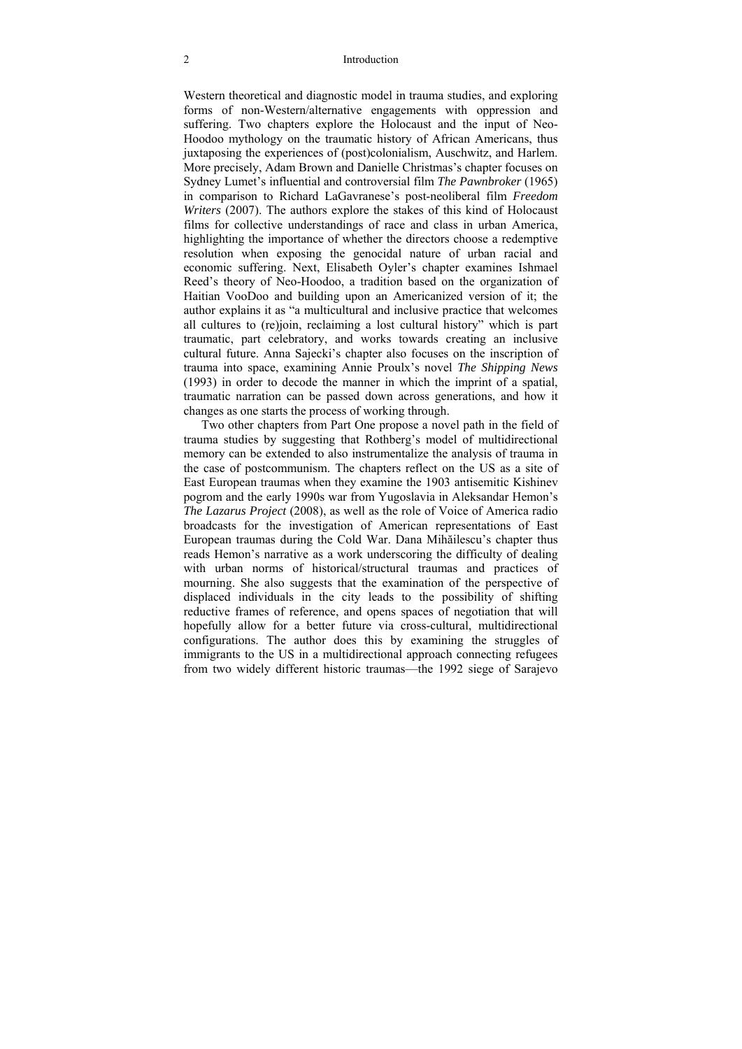Western theoretical and diagnostic model in trauma studies, and exploring forms of non-Western/alternative engagements with oppression and suffering. Two chapters explore the Holocaust and the input of Neo-Hoodoo mythology on the traumatic history of African Americans, thus juxtaposing the experiences of (post)colonialism, Auschwitz, and Harlem. More precisely, Adam Brown and Danielle Christmas's chapter focuses on Sydney Lumet's influential and controversial film *The Pawnbroker* (1965) in comparison to Richard LaGavranese's post-neoliberal film *Freedom Writers* (2007). The authors explore the stakes of this kind of Holocaust films for collective understandings of race and class in urban America, highlighting the importance of whether the directors choose a redemptive resolution when exposing the genocidal nature of urban racial and economic suffering. Next, Elisabeth Oyler's chapter examines Ishmael Reed's theory of Neo-Hoodoo, a tradition based on the organization of Haitian VooDoo and building upon an Americanized version of it; the author explains it as "a multicultural and inclusive practice that welcomes all cultures to (re)join, reclaiming a lost cultural history" which is part traumatic, part celebratory, and works towards creating an inclusive cultural future. Anna Sajecki's chapter also focuses on the inscription of trauma into space, examining Annie Proulx's novel *The Shipping News* (1993) in order to decode the manner in which the imprint of a spatial, traumatic narration can be passed down across generations, and how it changes as one starts the process of working through.

Two other chapters from Part One propose a novel path in the field of trauma studies by suggesting that Rothberg's model of multidirectional memory can be extended to also instrumentalize the analysis of trauma in the case of postcommunism. The chapters reflect on the US as a site of East European traumas when they examine the 1903 antisemitic Kishinev pogrom and the early 1990s war from Yugoslavia in Aleksandar Hemon's *The Lazarus Project* (2008), as well as the role of Voice of America radio broadcasts for the investigation of American representations of East European traumas during the Cold War. Dana Mihăilescu's chapter thus reads Hemon's narrative as a work underscoring the difficulty of dealing with urban norms of historical/structural traumas and practices of mourning. She also suggests that the examination of the perspective of displaced individuals in the city leads to the possibility of shifting reductive frames of reference, and opens spaces of negotiation that will hopefully allow for a better future via cross-cultural, multidirectional configurations. The author does this by examining the struggles of immigrants to the US in a multidirectional approach connecting refugees from two widely different historic traumas—the 1992 siege of Sarajevo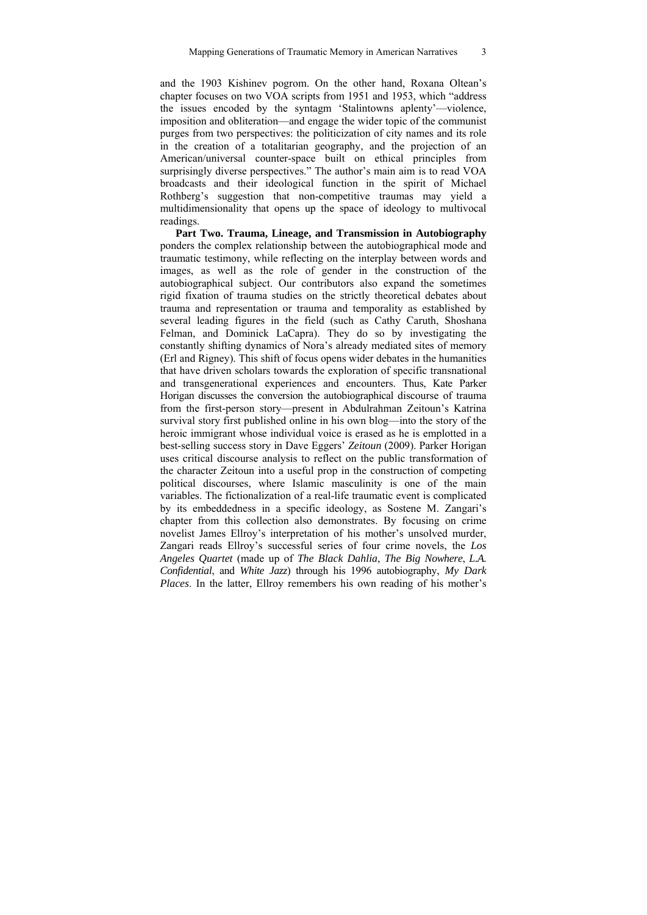and the 1903 Kishinev pogrom. On the other hand, Roxana Oltean's chapter focuses on two VOA scripts from 1951 and 1953, which "address the issues encoded by the syntagm 'Stalintowns aplenty'—violence, imposition and obliteration—and engage the wider topic of the communist purges from two perspectives: the politicization of city names and its role in the creation of a totalitarian geography, and the projection of an American/universal counter-space built on ethical principles from surprisingly diverse perspectives." The author's main aim is to read VOA broadcasts and their ideological function in the spirit of Michael Rothberg's suggestion that non-competitive traumas may yield a multidimensionality that opens up the space of ideology to multivocal readings.

**Part Two. Trauma, Lineage, and Transmission in Autobiography** ponders the complex relationship between the autobiographical mode and traumatic testimony, while reflecting on the interplay between words and images, as well as the role of gender in the construction of the autobiographical subject. Our contributors also expand the sometimes rigid fixation of trauma studies on the strictly theoretical debates about trauma and representation or trauma and temporality as established by several leading figures in the field (such as Cathy Caruth, Shoshana Felman, and Dominick LaCapra). They do so by investigating the constantly shifting dynamics of Nora's already mediated sites of memory (Erl and Rigney). This shift of focus opens wider debates in the humanities that have driven scholars towards the exploration of specific transnational and transgenerational experiences and encounters. Thus, Kate Parker Horigan discusses the conversion the autobiographical discourse of trauma from the first-person story—present in Abdulrahman Zeitoun's Katrina survival story first published online in his own blog—into the story of the heroic immigrant whose individual voice is erased as he is emplotted in a best-selling success story in Dave Eggers' *Zeitoun* (2009). Parker Horigan uses critical discourse analysis to reflect on the public transformation of the character Zeitoun into a useful prop in the construction of competing political discourses, where Islamic masculinity is one of the main variables. The fictionalization of a real-life traumatic event is complicated by its embeddedness in a specific ideology, as Sostene M. Zangari's chapter from this collection also demonstrates. By focusing on crime novelist James Ellroy's interpretation of his mother's unsolved murder, Zangari reads Ellroy's successful series of four crime novels, the *Los Angeles Quartet* (made up of *The Black Dahlia*, *The Big Nowhere*, *L.A. Confidential*, and *White Jazz*) through his 1996 autobiography, *My Dark Places*. In the latter, Ellroy remembers his own reading of his mother's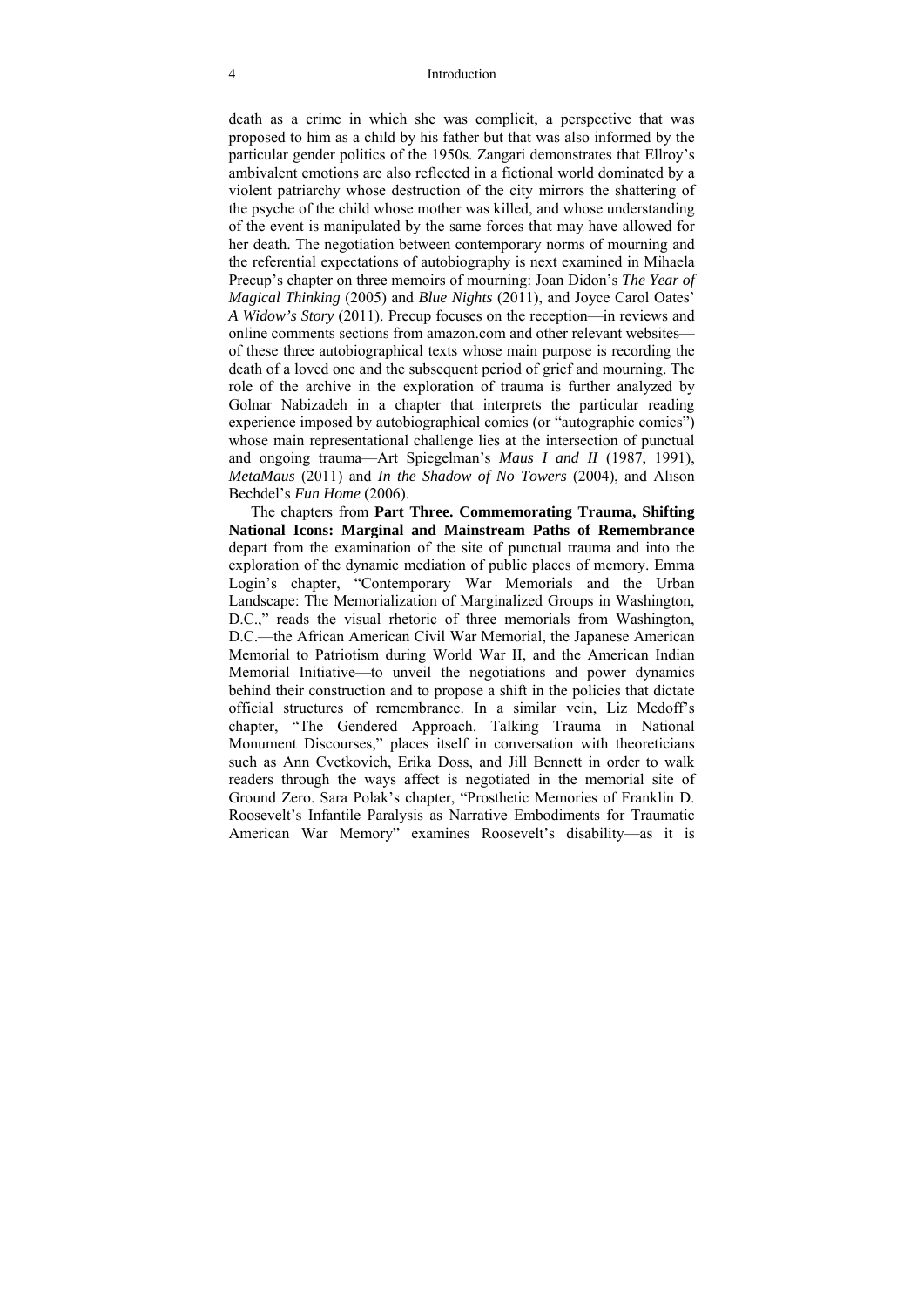death as a crime in which she was complicit, a perspective that was proposed to him as a child by his father but that was also informed by the particular gender politics of the 1950s. Zangari demonstrates that Ellroy's ambivalent emotions are also reflected in a fictional world dominated by a violent patriarchy whose destruction of the city mirrors the shattering of the psyche of the child whose mother was killed, and whose understanding of the event is manipulated by the same forces that may have allowed for her death. The negotiation between contemporary norms of mourning and the referential expectations of autobiography is next examined in Mihaela Precup's chapter on three memoirs of mourning: Joan Didon's *The Year of Magical Thinking* (2005) and *Blue Nights* (2011), and Joyce Carol Oates' *A Widow's Story* (2011). Precup focuses on the reception—in reviews and online comments sections from amazon.com and other relevant websites—of these three autobiographical texts whose main purpose is recording the death of a loved one and the subsequent period of grief and mourning. The role of the archive in the exploration of trauma is further analyzed by Golnar Nabizadeh in a chapter that interprets the particular reading experience imposed by autobiographical comics (or "autographic comics") whose main representational challenge lies at the intersection of punctual and ongoing trauma—Art Spiegelman's *Maus I and II* (1987, 1991), *MetaMaus* (2011) and *In the Shadow of No Towers* (2004), and Alison Bechdel's *Fun Home* (2006).

The chapters from **Part Three. Commemorating Trauma, Shifting National Icons: Marginal and Mainstream Paths of Remembrance** depart from the examination of the site of punctual trauma and into the exploration of the dynamic mediation of public places of memory. Emma Login's chapter, "Contemporary War Memorials and the Urban Landscape: The Memorialization of Marginalized Groups in Washington, D.C.," reads the visual rhetoric of three memorials from Washington, D.C.—the African American Civil War Memorial, the Japanese American Memorial to Patriotism during World War II, and the American Indian Memorial Initiative—to unveil the negotiations and power dynamics behind their construction and to propose a shift in the policies that dictate official structures of remembrance. In a similar vein, Liz Medoff's chapter, "The Gendered Approach. Talking Trauma in National Monument Discourses," places itself in conversation with theoreticians such as Ann Cvetkovich, Erika Doss, and Jill Bennett in order to walk readers through the ways affect is negotiated in the memorial site of Ground Zero. Sara Polak's chapter, "Prosthetic Memories of Franklin D. Roosevelt's Infantile Paralysis as Narrative Embodiments for Traumatic American War Memory" examines Roosevelt's disability—as it is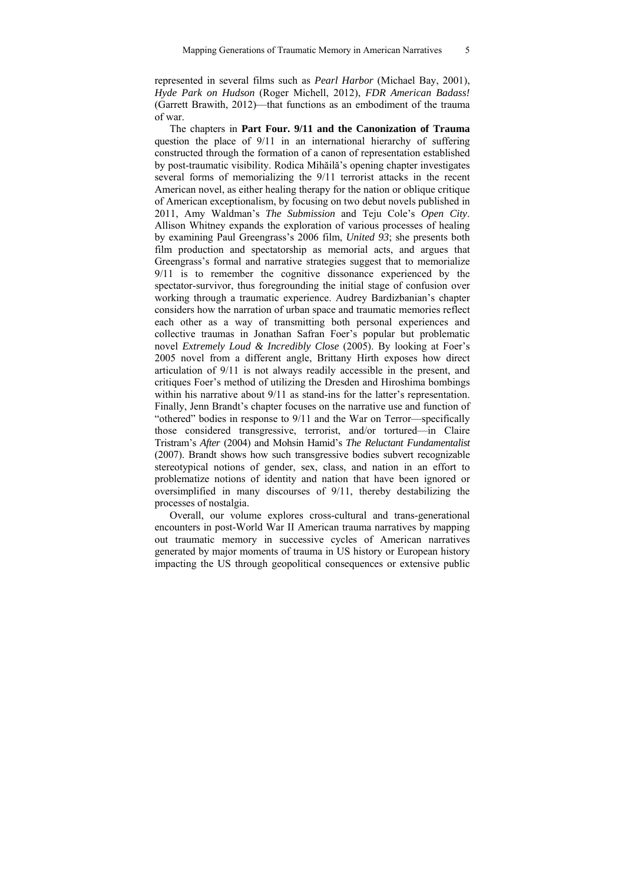represented in several films such as *Pearl Harbor* (Michael Bay, 2001), *Hyde Park on Hudson* (Roger Michell, 2012), *FDR American Badass!* (Garrett Brawith, 2012)—that functions as an embodiment of the trauma of war.

The chapters in **Part Four. 9/11 and the Canonization of Trauma** question the place of 9/11 in an international hierarchy of suffering constructed through the formation of a canon of representation established by post-traumatic visibility. Rodica Mihăilă's opening chapter investigates several forms of memorializing the 9/11 terrorist attacks in the recent American novel, as either healing therapy for the nation or oblique critique of American exceptionalism, by focusing on two debut novels published in 2011, Amy Waldman's *The Submission* and Teju Cole's *Open City*. Allison Whitney expands the exploration of various processes of healing by examining Paul Greengrass's 2006 film, *United 93*; she presents both film production and spectatorship as memorial acts, and argues that Greengrass's formal and narrative strategies suggest that to memorialize 9/11 is to remember the cognitive dissonance experienced by the spectator-survivor, thus foregrounding the initial stage of confusion over working through a traumatic experience. Audrey Bardizbanian's chapter considers how the narration of urban space and traumatic memories reflect each other as a way of transmitting both personal experiences and collective traumas in Jonathan Safran Foer's popular but problematic novel *Extremely Loud & Incredibly Close* (2005). By looking at Foer's 2005 novel from a different angle, Brittany Hirth exposes how direct articulation of 9/11 is not always readily accessible in the present, and critiques Foer's method of utilizing the Dresden and Hiroshima bombings within his narrative about 9/11 as stand-ins for the latter's representation. Finally, Jenn Brandt's chapter focuses on the narrative use and function of "othered" bodies in response to 9/11 and the War on Terror—specifically those considered transgressive, terrorist, and/or tortured—in Claire Tristram's *After* (2004) and Mohsin Hamid's *The Reluctant Fundamentalist* (2007). Brandt shows how such transgressive bodies subvert recognizable stereotypical notions of gender, sex, class, and nation in an effort to problematize notions of identity and nation that have been ignored or oversimplified in many discourses of 9/11, thereby destabilizing the processes of nostalgia.

Overall, our volume explores cross-cultural and trans-generational encounters in post-World War II American trauma narratives by mapping out traumatic memory in successive cycles of American narratives generated by major moments of trauma in US history or European history impacting the US through geopolitical consequences or extensive public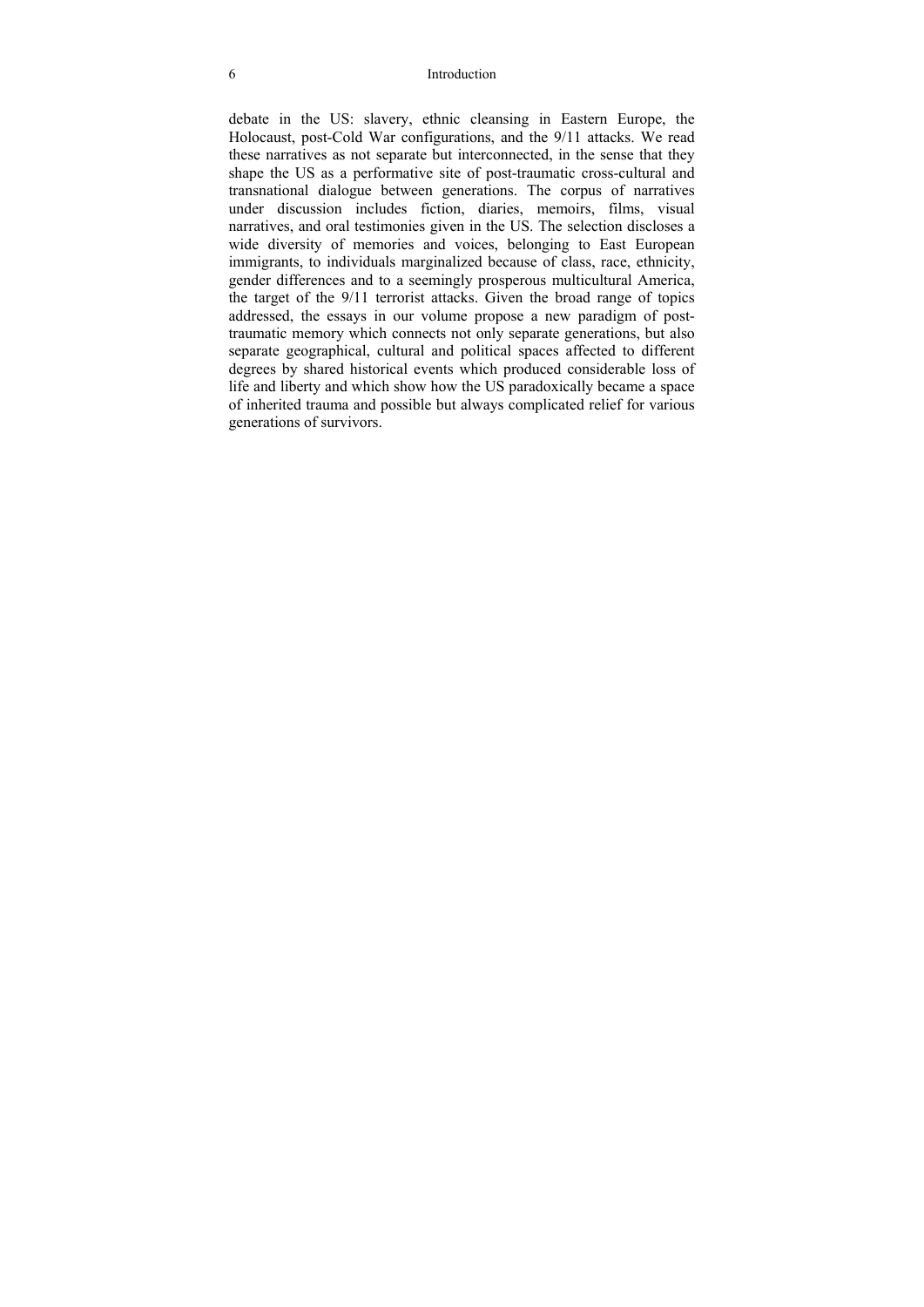debate in the US: slavery, ethnic cleansing in Eastern Europe, the Holocaust, post-Cold War configurations, and the 9/11 attacks. We read these narratives as not separate but interconnected, in the sense that they shape the US as a performative site of post-traumatic cross-cultural and transnational dialogue between generations. The corpus of narratives under discussion includes fiction, diaries, memoirs, films, visual narratives, and oral testimonies given in the US. The selection discloses a wide diversity of memories and voices, belonging to East European immigrants, to individuals marginalized because of class, race, ethnicity, gender differences and to a seemingly prosperous multicultural America, the target of the 9/11 terrorist attacks. Given the broad range of topics addressed, the essays in our volume propose a new paradigm of post-traumatic memory which connects not only separate generations, but also separate geographical, cultural and political spaces affected to different degrees by shared historical events which produced considerable loss of life and liberty and which show how the US paradoxically became a space of inherited trauma and possible but always complicated relief for various generations of survivors.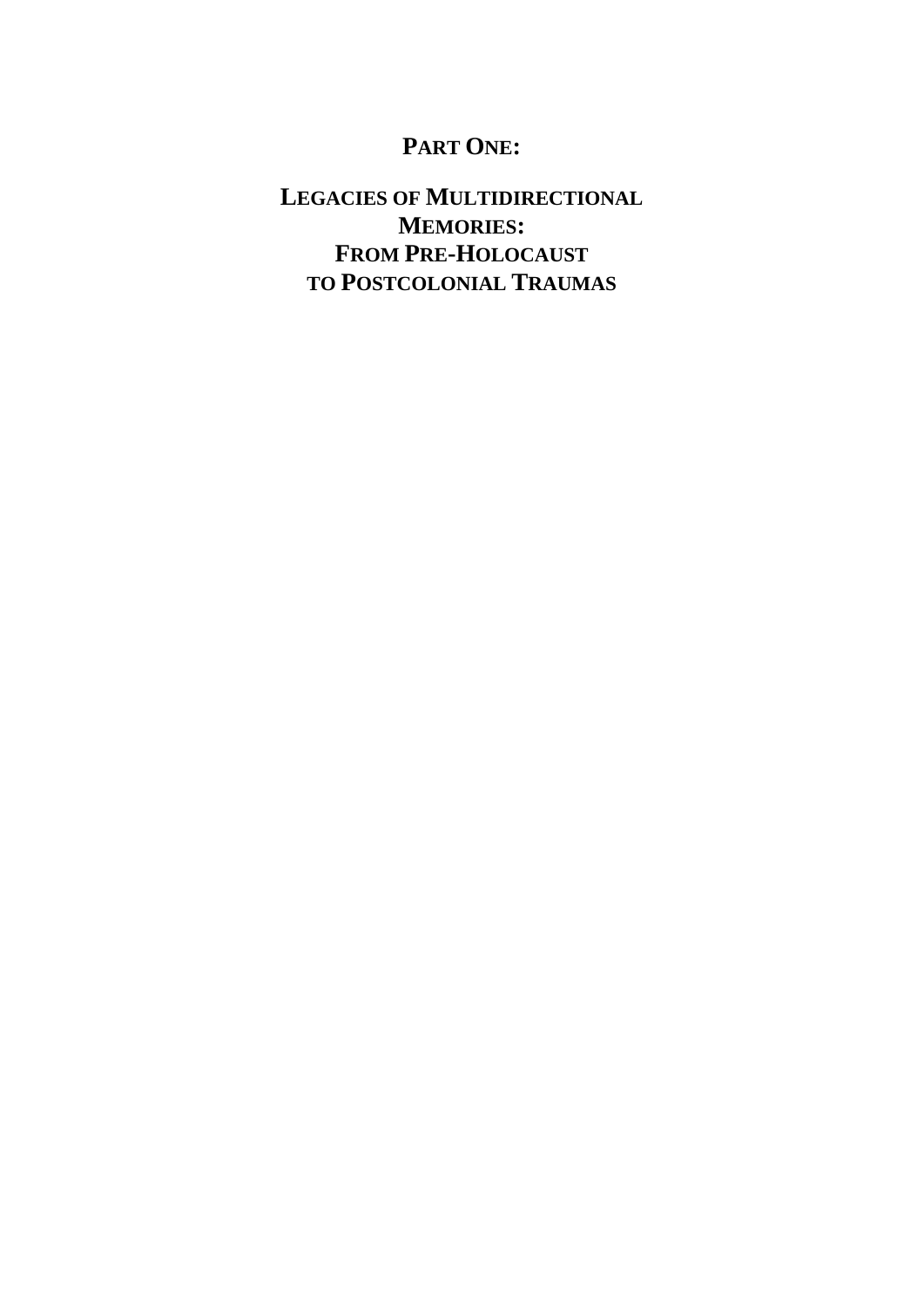# PART ONE:

## LEGACIES OF MULTIDIRECTIONAL MEMORIES: FROM PRE-HOLOCAUST TO POSTCOLONIAL TRAUMAS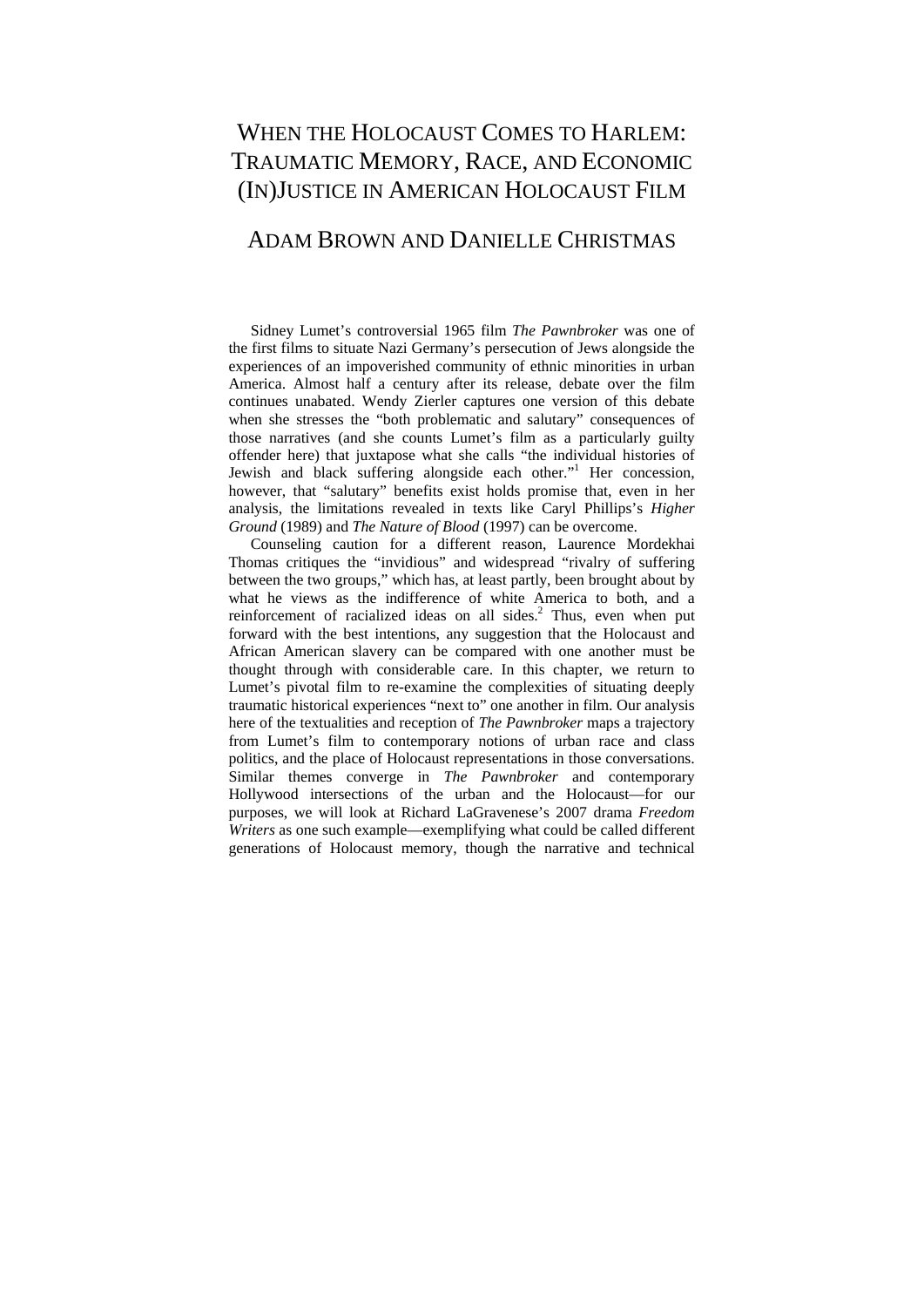# When the Holocaust Comes to Harlem: Traumatic Memory, Race, and Economic (In)Justice in American Holocaust Film

## Adam Brown and Danielle Christmas

Sidney Lumet's controversial 1965 film *The Pawnbroker* was one of the first films to situate Nazi Germany's persecution of Jews alongside the experiences of an impoverished community of ethnic minorities in urban America. Almost half a century after its release, debate over the film continues unabated. Wendy Zierler captures one version of this debate when she stresses the "both problematic and salutary" consequences of those narratives (and she counts Lumet's film as a particularly guilty offender here) that juxtapose what she calls "the individual histories of Jewish and black suffering alongside each other."[1] Her concession, however, that "salutary" benefits exist holds promise that, even in her analysis, the limitations revealed in texts like Caryl Phillips's *Higher Ground* (1989) and *The Nature of Blood* (1997) can be overcome.

Counseling caution for a different reason, Laurence Mordekhai Thomas critiques the "invidious" and widespread "rivalry of suffering between the two groups," which has, at least partly, been brought about by what he views as the indifference of white America to both, and a reinforcement of racialized ideas on all sides.[2] Thus, even when put forward with the best intentions, any suggestion that the Holocaust and African American slavery can be compared with one another must be thought through with considerable care. In this chapter, we return to Lumet's pivotal film to re-examine the complexities of situating deeply traumatic historical experiences "next to" one another in film. Our analysis here of the textualities and reception of *The Pawnbroker* maps a trajectory from Lumet's film to contemporary notions of urban race and class politics, and the place of Holocaust representations in those conversations. Similar themes converge in *The Pawnbroker* and contemporary Hollywood intersections of the urban and the Holocaust—for our purposes, we will look at Richard LaGravenese's 2007 drama *Freedom Writers* as one such example—exemplifying what could be called different generations of Holocaust memory, though the narrative and technical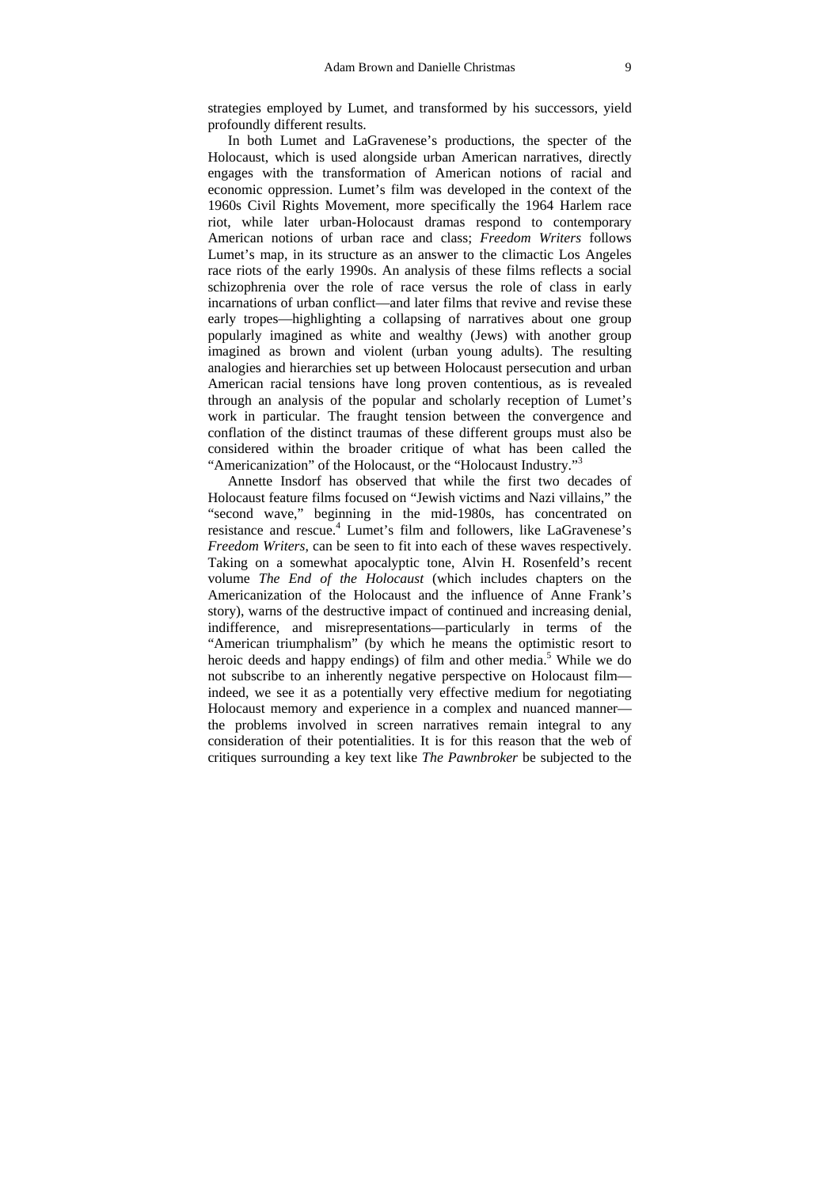strategies employed by Lumet, and transformed by his successors, yield profoundly different results.

In both Lumet and LaGravenese's productions, the specter of the Holocaust, which is used alongside urban American narratives, directly engages with the transformation of American notions of racial and economic oppression. Lumet's film was developed in the context of the 1960s Civil Rights Movement, more specifically the 1964 Harlem race riot, while later urban-Holocaust dramas respond to contemporary American notions of urban race and class; *Freedom Writers* follows Lumet's map, in its structure as an answer to the climactic Los Angeles race riots of the early 1990s. An analysis of these films reflects a social schizophrenia over the role of race versus the role of class in early incarnations of urban conflict—and later films that revive and revise these early tropes—highlighting a collapsing of narratives about one group popularly imagined as white and wealthy (Jews) with another group imagined as brown and violent (urban young adults). The resulting analogies and hierarchies set up between Holocaust persecution and urban American racial tensions have long proven contentious, as is revealed through an analysis of the popular and scholarly reception of Lumet's work in particular. The fraught tension between the convergence and conflation of the distinct traumas of these different groups must also be considered within the broader critique of what has been called the "Americanization" of the Holocaust, or the "Holocaust Industry."[3]

Annette Insdorf has observed that while the first two decades of Holocaust feature films focused on "Jewish victims and Nazi villains," the "second wave," beginning in the mid-1980s, has concentrated on resistance and rescue.[4] Lumet's film and followers, like LaGravenese's *Freedom Writers*, can be seen to fit into each of these waves respectively. Taking on a somewhat apocalyptic tone, Alvin H. Rosenfeld's recent volume *The End of the Holocaust* (which includes chapters on the Americanization of the Holocaust and the influence of Anne Frank's story), warns of the destructive impact of continued and increasing denial, indifference, and misrepresentations—particularly in terms of the "American triumphalism" (by which he means the optimistic resort to heroic deeds and happy endings) of film and other media.[5] While we do not subscribe to an inherently negative perspective on Holocaust film—indeed, we see it as a potentially very effective medium for negotiating Holocaust memory and experience in a complex and nuanced manner—the problems involved in screen narratives remain integral to any consideration of their potentialities. It is for this reason that the web of critiques surrounding a key text like *The Pawnbroker* be subjected to the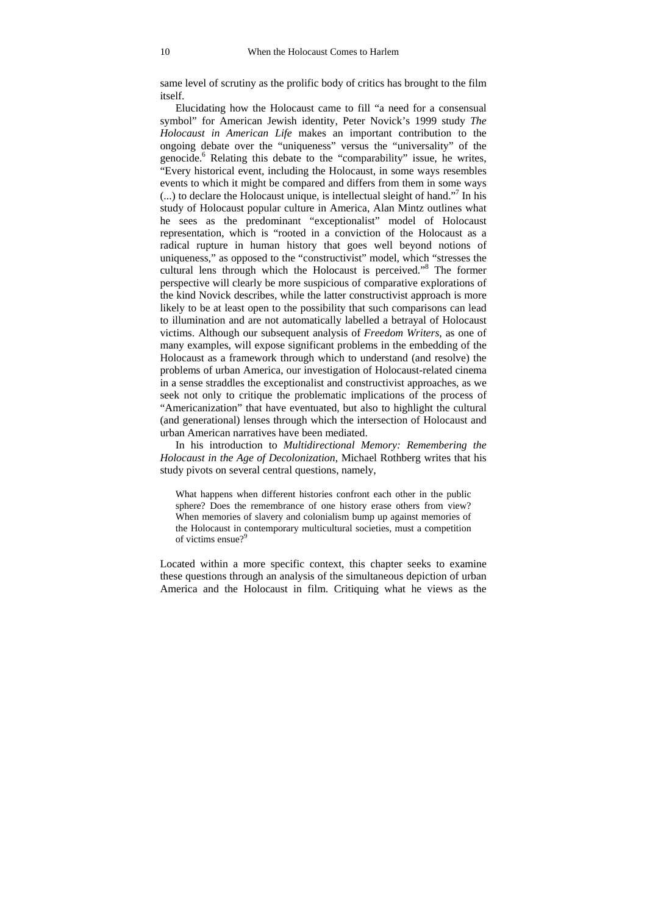same level of scrutiny as the prolific body of critics has brought to the film itself.

Elucidating how the Holocaust came to fill "a need for a consensual symbol" for American Jewish identity, Peter Novick's 1999 study *The Holocaust in American Life* makes an important contribution to the ongoing debate over the "uniqueness" versus the "universality" of the genocide.[6] Relating this debate to the "comparability" issue, he writes, "Every historical event, including the Holocaust, in some ways resembles events to which it might be compared and differs from them in some ways (...) to declare the Holocaust unique, is intellectual sleight of hand."[7] In his study of Holocaust popular culture in America, Alan Mintz outlines what he sees as the predominant "exceptionalist" model of Holocaust representation, which is "rooted in a conviction of the Holocaust as a radical rupture in human history that goes well beyond notions of uniqueness," as opposed to the "constructivist" model, which "stresses the cultural lens through which the Holocaust is perceived."[8] The former perspective will clearly be more suspicious of comparative explorations of the kind Novick describes, while the latter constructivist approach is more likely to be at least open to the possibility that such comparisons can lead to illumination and are not automatically labelled a betrayal of Holocaust victims. Although our subsequent analysis of *Freedom Writers*, as one of many examples, will expose significant problems in the embedding of the Holocaust as a framework through which to understand (and resolve) the problems of urban America, our investigation of Holocaust-related cinema in a sense straddles the exceptionalist and constructivist approaches, as we seek not only to critique the problematic implications of the process of "Americanization" that have eventuated, but also to highlight the cultural (and generational) lenses through which the intersection of Holocaust and urban American narratives have been mediated.

In his introduction to *Multidirectional Memory: Remembering the Holocaust in the Age of Decolonization*, Michael Rothberg writes that his study pivots on several central questions, namely,

> What happens when different histories confront each other in the public sphere? Does the remembrance of one history erase others from view? When memories of slavery and colonialism bump up against memories of the Holocaust in contemporary multicultural societies, must a competition of victims ensue?[9]

Located within a more specific context, this chapter seeks to examine these questions through an analysis of the simultaneous depiction of urban America and the Holocaust in film. Critiquing what he views as the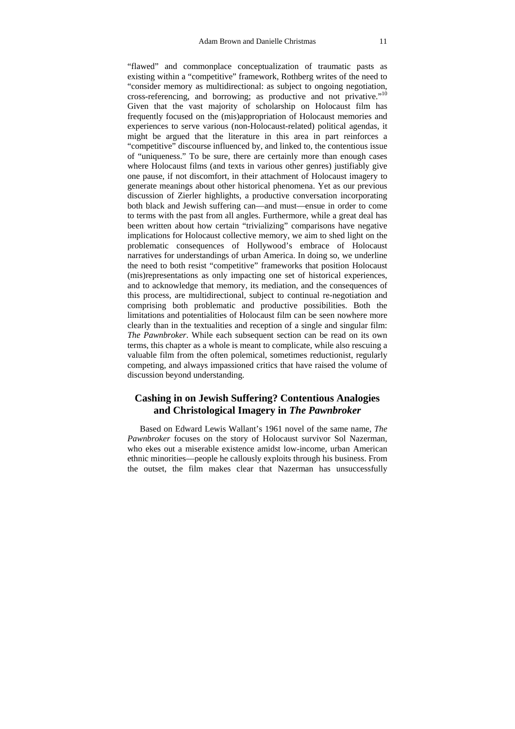"flawed" and commonplace conceptualization of traumatic pasts as existing within a "competitive" framework, Rothberg writes of the need to "consider memory as multidirectional: as subject to ongoing negotiation, cross-referencing, and borrowing; as productive and not privative."[10] Given that the vast majority of scholarship on Holocaust film has frequently focused on the (mis)appropriation of Holocaust memories and experiences to serve various (non-Holocaust-related) political agendas, it might be argued that the literature in this area in part reinforces a "competitive" discourse influenced by, and linked to, the contentious issue of "uniqueness." To be sure, there are certainly more than enough cases where Holocaust films (and texts in various other genres) justifiably give one pause, if not discomfort, in their attachment of Holocaust imagery to generate meanings about other historical phenomena. Yet as our previous discussion of Zierler highlights, a productive conversation incorporating both black and Jewish suffering can—and must—ensue in order to come to terms with the past from all angles. Furthermore, while a great deal has been written about how certain "trivializing" comparisons have negative implications for Holocaust collective memory, we aim to shed light on the problematic consequences of Hollywood's embrace of Holocaust narratives for understandings of urban America. In doing so, we underline the need to both resist "competitive" frameworks that position Holocaust (mis)representations as only impacting one set of historical experiences, and to acknowledge that memory, its mediation, and the consequences of this process, are multidirectional, subject to continual re-negotiation and comprising both problematic and productive possibilities. Both the limitations and potentialities of Holocaust film can be seen nowhere more clearly than in the textualities and reception of a single and singular film: *The Pawnbroker*. While each subsequent section can be read on its own terms, this chapter as a whole is meant to complicate, while also rescuing a valuable film from the often polemical, sometimes reductionist, regularly competing, and always impassioned critics that have raised the volume of discussion beyond understanding.

## Cashing in on Jewish Suffering? Contentious Analogies and Christological Imagery in *The Pawnbroker*

Based on Edward Lewis Wallant's 1961 novel of the same name, *The Pawnbroker* focuses on the story of Holocaust survivor Sol Nazerman, who ekes out a miserable existence amidst low-income, urban American ethnic minorities—people he callously exploits through his business. From the outset, the film makes clear that Nazerman has unsuccessfully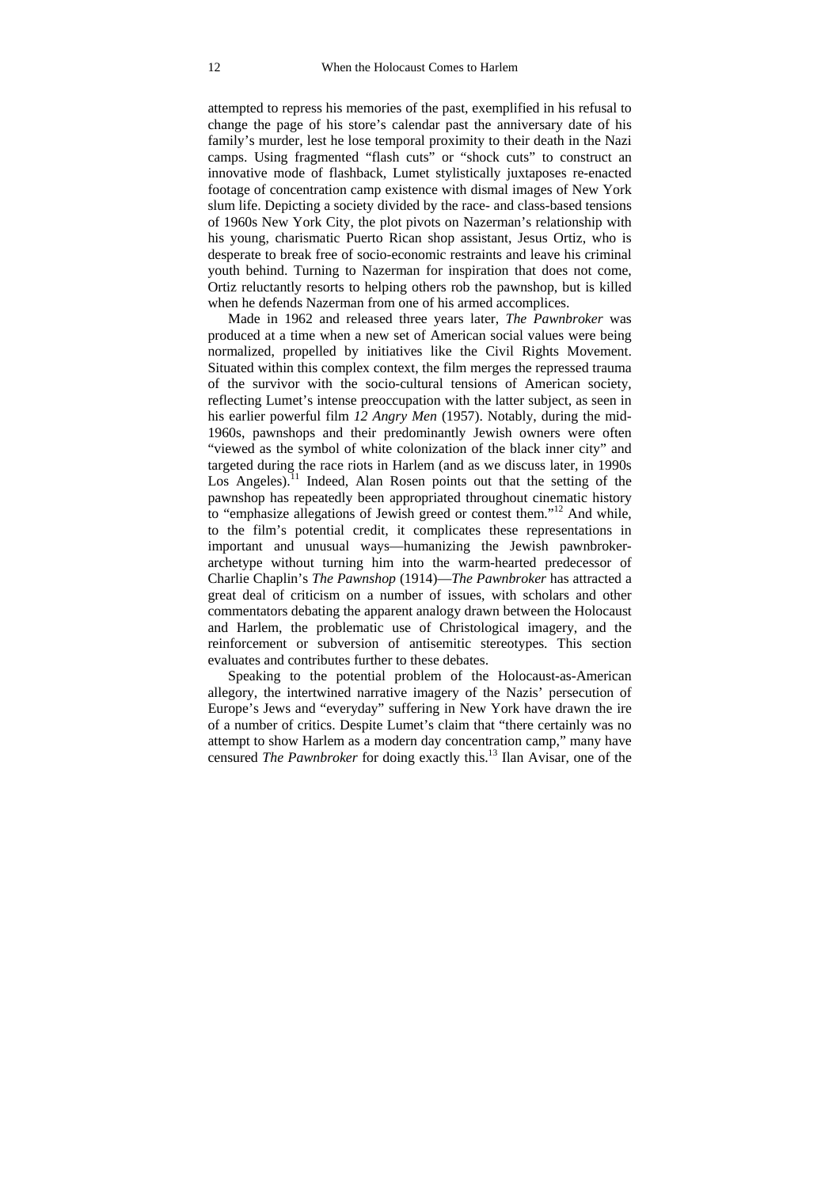attempted to repress his memories of the past, exemplified in his refusal to change the page of his store's calendar past the anniversary date of his family's murder, lest he lose temporal proximity to their death in the Nazi camps. Using fragmented "flash cuts" or "shock cuts" to construct an innovative mode of flashback, Lumet stylistically juxtaposes re-enacted footage of concentration camp existence with dismal images of New York slum life. Depicting a society divided by the race- and class-based tensions of 1960s New York City, the plot pivots on Nazerman's relationship with his young, charismatic Puerto Rican shop assistant, Jesus Ortiz, who is desperate to break free of socio-economic restraints and leave his criminal youth behind. Turning to Nazerman for inspiration that does not come, Ortiz reluctantly resorts to helping others rob the pawnshop, but is killed when he defends Nazerman from one of his armed accomplices.

Made in 1962 and released three years later, *The Pawnbroker* was produced at a time when a new set of American social values were being normalized, propelled by initiatives like the Civil Rights Movement. Situated within this complex context, the film merges the repressed trauma of the survivor with the socio-cultural tensions of American society, reflecting Lumet's intense preoccupation with the latter subject, as seen in his earlier powerful film *12 Angry Men* (1957). Notably, during the mid-1960s, pawnshops and their predominantly Jewish owners were often "viewed as the symbol of white colonization of the black inner city" and targeted during the race riots in Harlem (and as we discuss later, in 1990s Los Angeles).[11] Indeed, Alan Rosen points out that the setting of the pawnshop has repeatedly been appropriated throughout cinematic history to "emphasize allegations of Jewish greed or contest them."[12] And while, to the film's potential credit, it complicates these representations in important and unusual ways—humanizing the Jewish pawnbroker-archetype without turning him into the warm-hearted predecessor of Charlie Chaplin's *The Pawnshop* (1914)—*The Pawnbroker* has attracted a great deal of criticism on a number of issues, with scholars and other commentators debating the apparent analogy drawn between the Holocaust and Harlem, the problematic use of Christological imagery, and the reinforcement or subversion of antisemitic stereotypes. This section evaluates and contributes further to these debates.

Speaking to the potential problem of the Holocaust-as-American allegory, the intertwined narrative imagery of the Nazis' persecution of Europe's Jews and "everyday" suffering in New York have drawn the ire of a number of critics. Despite Lumet's claim that "there certainly was no attempt to show Harlem as a modern day concentration camp," many have censured *The Pawnbroker* for doing exactly this.[13] Ilan Avisar, one of the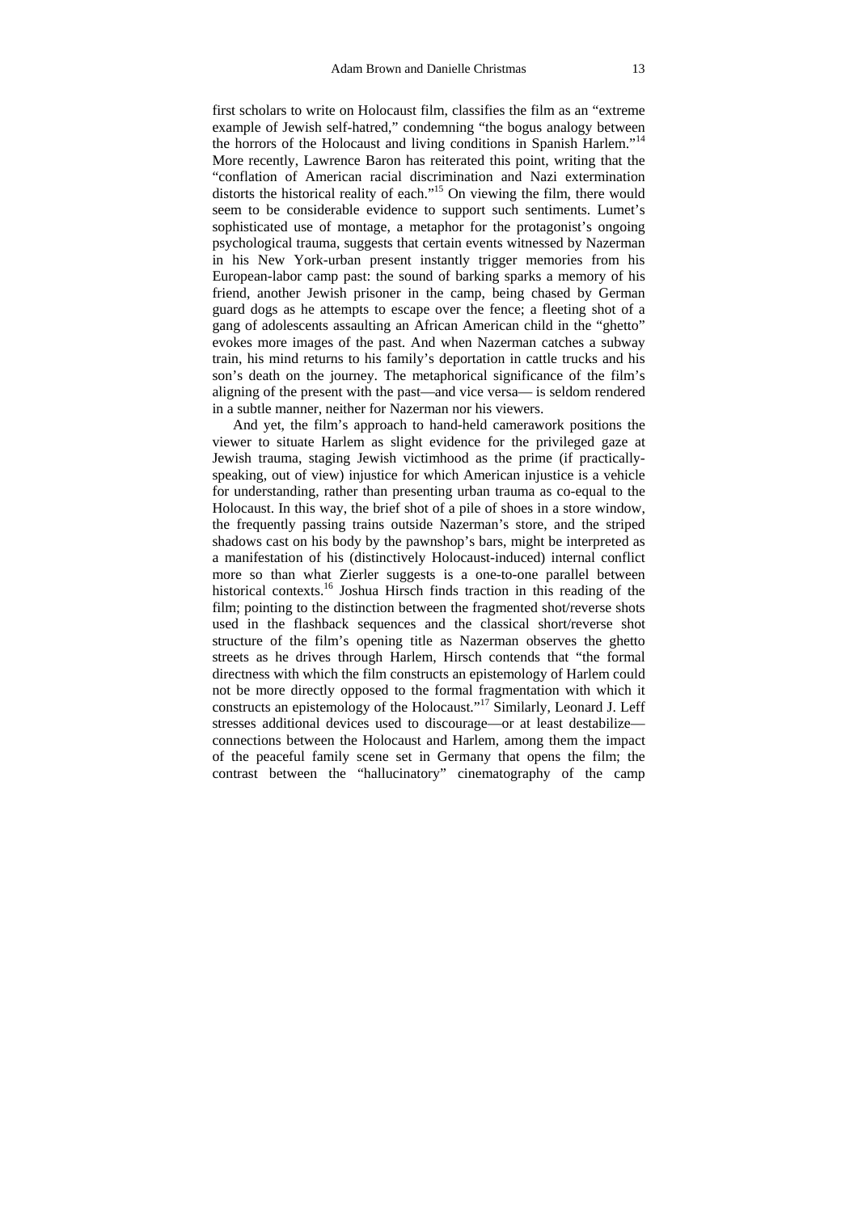first scholars to write on Holocaust film, classifies the film as an "extreme example of Jewish self-hatred," condemning "the bogus analogy between the horrors of the Holocaust and living conditions in Spanish Harlem."[14] More recently, Lawrence Baron has reiterated this point, writing that the "conflation of American racial discrimination and Nazi extermination distorts the historical reality of each."[15] On viewing the film, there would seem to be considerable evidence to support such sentiments. Lumet's sophisticated use of montage, a metaphor for the protagonist's ongoing psychological trauma, suggests that certain events witnessed by Nazerman in his New York-urban present instantly trigger memories from his European-labor camp past: the sound of barking sparks a memory of his friend, another Jewish prisoner in the camp, being chased by German guard dogs as he attempts to escape over the fence; a fleeting shot of a gang of adolescents assaulting an African American child in the "ghetto" evokes more images of the past. And when Nazerman catches a subway train, his mind returns to his family's deportation in cattle trucks and his son's death on the journey. The metaphorical significance of the film's aligning of the present with the past—and vice versa— is seldom rendered in a subtle manner, neither for Nazerman nor his viewers.

And yet, the film's approach to hand-held camerawork positions the viewer to situate Harlem as slight evidence for the privileged gaze at Jewish trauma, staging Jewish victimhood as the prime (if practically-speaking, out of view) injustice for which American injustice is a vehicle for understanding, rather than presenting urban trauma as co-equal to the Holocaust. In this way, the brief shot of a pile of shoes in a store window, the frequently passing trains outside Nazerman's store, and the striped shadows cast on his body by the pawnshop's bars, might be interpreted as a manifestation of his (distinctively Holocaust-induced) internal conflict more so than what Zierler suggests is a one-to-one parallel between historical contexts.[16] Joshua Hirsch finds traction in this reading of the film; pointing to the distinction between the fragmented shot/reverse shots used in the flashback sequences and the classical short/reverse shot structure of the film's opening title as Nazerman observes the ghetto streets as he drives through Harlem, Hirsch contends that "the formal directness with which the film constructs an epistemology of Harlem could not be more directly opposed to the formal fragmentation with which it constructs an epistemology of the Holocaust."[17] Similarly, Leonard J. Leff stresses additional devices used to discourage—or at least destabilize—connections between the Holocaust and Harlem, among them the impact of the peaceful family scene set in Germany that opens the film; the contrast between the "hallucinatory" cinematography of the camp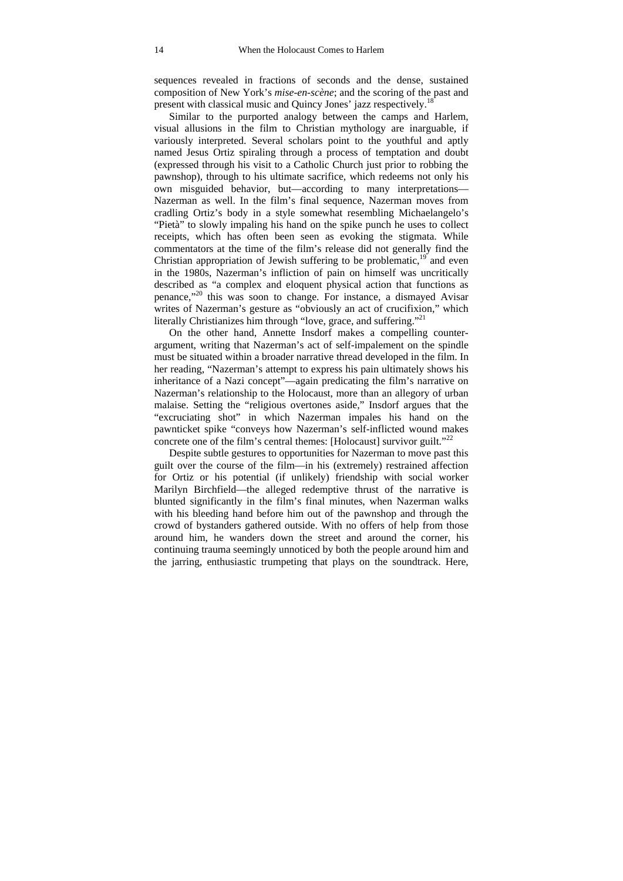sequences revealed in fractions of seconds and the dense, sustained composition of New York's *mise-en-scène*; and the scoring of the past and present with classical music and Quincy Jones' jazz respectively.[18]

Similar to the purported analogy between the camps and Harlem, visual allusions in the film to Christian mythology are inarguable, if variously interpreted. Several scholars point to the youthful and aptly named Jesus Ortiz spiraling through a process of temptation and doubt (expressed through his visit to a Catholic Church just prior to robbing the pawnshop), through to his ultimate sacrifice, which redeems not only his own misguided behavior, but—according to many interpretations—Nazerman as well. In the film's final sequence, Nazerman moves from cradling Ortiz's body in a style somewhat resembling Michaelangelo's "Pietà" to slowly impaling his hand on the spike punch he uses to collect receipts, which has often been seen as evoking the stigmata. While commentators at the time of the film's release did not generally find the Christian appropriation of Jewish suffering to be problematic,[19] and even in the 1980s, Nazerman's infliction of pain on himself was uncritically described as "a complex and eloquent physical action that functions as penance,"[20] this was soon to change. For instance, a dismayed Avisar writes of Nazerman's gesture as "obviously an act of crucifixion," which literally Christianizes him through "love, grace, and suffering."[21]

On the other hand, Annette Insdorf makes a compelling counter-argument, writing that Nazerman's act of self-impalement on the spindle must be situated within a broader narrative thread developed in the film. In her reading, "Nazerman's attempt to express his pain ultimately shows his inheritance of a Nazi concept"—again predicating the film's narrative on Nazerman's relationship to the Holocaust, more than an allegory of urban malaise. Setting the "religious overtones aside," Insdorf argues that the "excruciating shot" in which Nazerman impales his hand on the pawnticket spike "conveys how Nazerman's self-inflicted wound makes concrete one of the film's central themes: [Holocaust] survivor guilt."[22]

Despite subtle gestures to opportunities for Nazerman to move past this guilt over the course of the film—in his (extremely) restrained affection for Ortiz or his potential (if unlikely) friendship with social worker Marilyn Birchfield—the alleged redemptive thrust of the narrative is blunted significantly in the film's final minutes, when Nazerman walks with his bleeding hand before him out of the pawnshop and through the crowd of bystanders gathered outside. With no offers of help from those around him, he wanders down the street and around the corner, his continuing trauma seemingly unnoticed by both the people around him and the jarring, enthusiastic trumpeting that plays on the soundtrack. Here,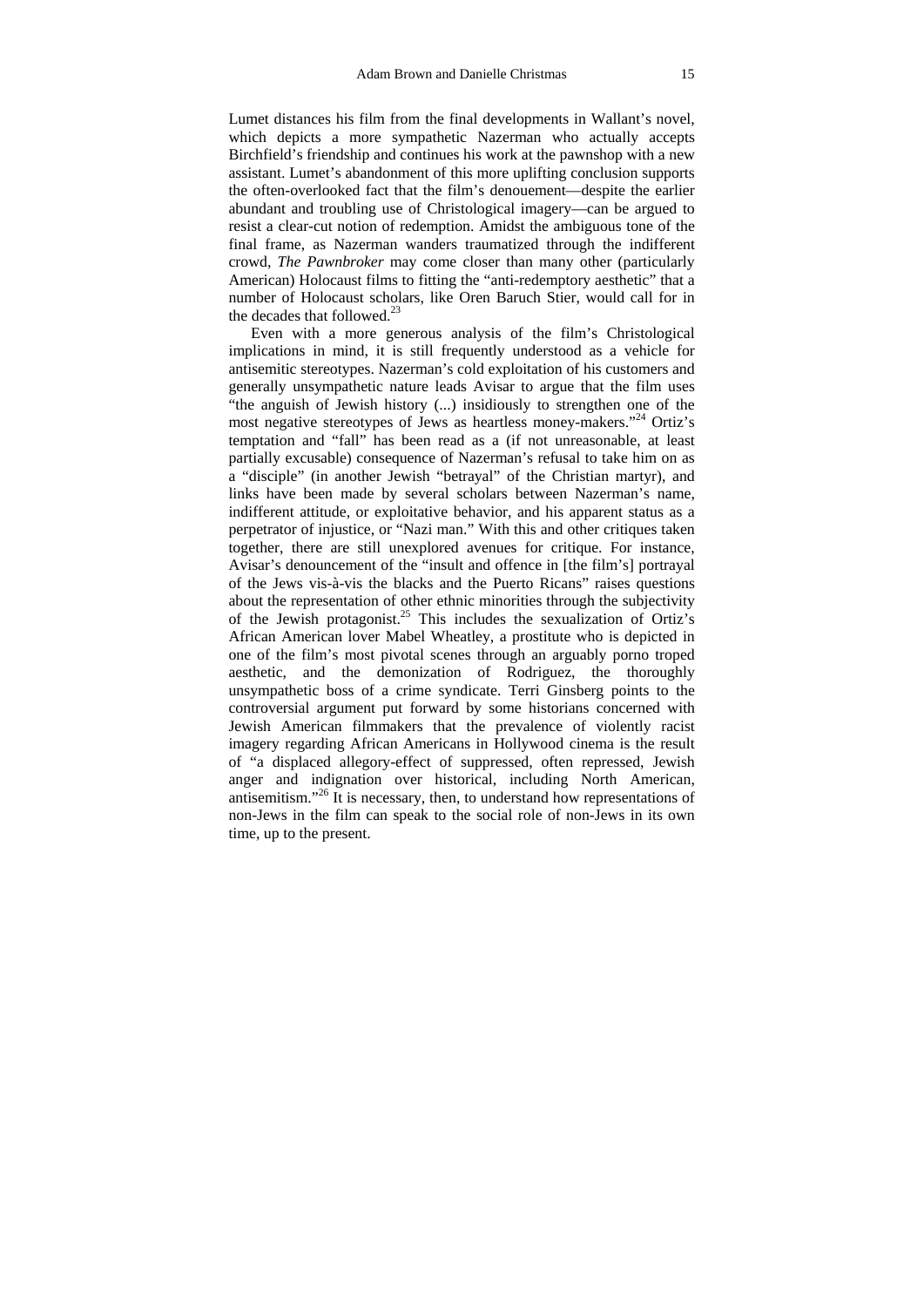Lumet distances his film from the final developments in Wallant's novel, which depicts a more sympathetic Nazerman who actually accepts Birchfield's friendship and continues his work at the pawnshop with a new assistant. Lumet's abandonment of this more uplifting conclusion supports the often-overlooked fact that the film's denouement—despite the earlier abundant and troubling use of Christological imagery—can be argued to resist a clear-cut notion of redemption. Amidst the ambiguous tone of the final frame, as Nazerman wanders traumatized through the indifferent crowd, *The Pawnbroker* may come closer than many other (particularly American) Holocaust films to fitting the "anti-redemptory aesthetic" that a number of Holocaust scholars, like Oren Baruch Stier, would call for in the decades that followed.[23]

Even with a more generous analysis of the film's Christological implications in mind, it is still frequently understood as a vehicle for antisemitic stereotypes. Nazerman's cold exploitation of his customers and generally unsympathetic nature leads Avisar to argue that the film uses "the anguish of Jewish history (...) insidiously to strengthen one of the most negative stereotypes of Jews as heartless money-makers."[24] Ortiz's temptation and "fall" has been read as a (if not unreasonable, at least partially excusable) consequence of Nazerman's refusal to take him on as a "disciple" (in another Jewish "betrayal" of the Christian martyr), and links have been made by several scholars between Nazerman's name, indifferent attitude, or exploitative behavior, and his apparent status as a perpetrator of injustice, or "Nazi man." With this and other critiques taken together, there are still unexplored avenues for critique. For instance, Avisar's denouncement of the "insult and offence in [the film's] portrayal of the Jews vis-à-vis the blacks and the Puerto Ricans" raises questions about the representation of other ethnic minorities through the subjectivity of the Jewish protagonist.[25] This includes the sexualization of Ortiz's African American lover Mabel Wheatley, a prostitute who is depicted in one of the film's most pivotal scenes through an arguably porno troped aesthetic, and the demonization of Rodriguez, the thoroughly unsympathetic boss of a crime syndicate. Terri Ginsberg points to the controversial argument put forward by some historians concerned with Jewish American filmmakers that the prevalence of violently racist imagery regarding African Americans in Hollywood cinema is the result of "a displaced allegory-effect of suppressed, often repressed, Jewish anger and indignation over historical, including North American, antisemitism."[26] It is necessary, then, to understand how representations of non-Jews in the film can speak to the social role of non-Jews in its own time, up to the present.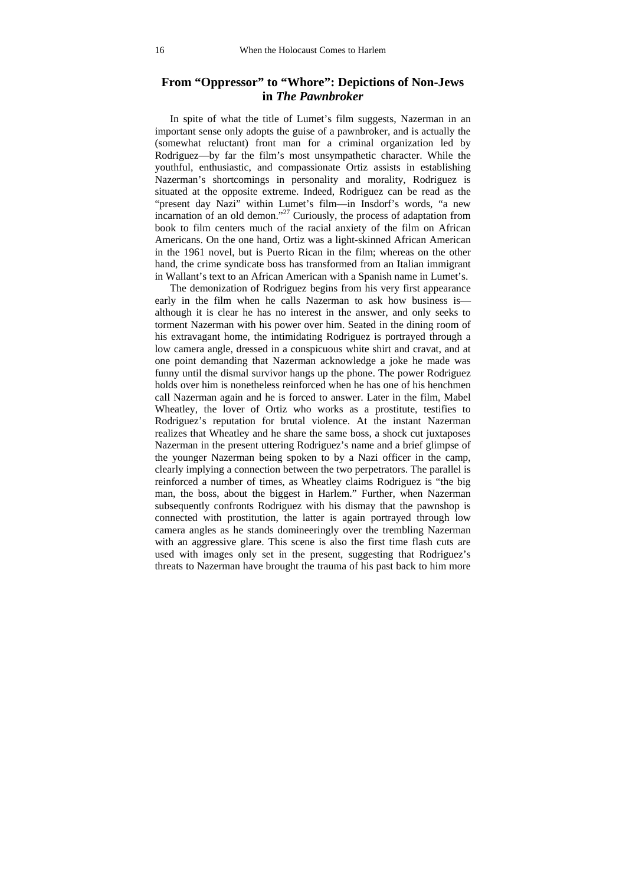## From "Oppressor" to "Whore": Depictions of Non-Jews in *The Pawnbroker*

In spite of what the title of Lumet's film suggests, Nazerman in an important sense only adopts the guise of a pawnbroker, and is actually the (somewhat reluctant) front man for a criminal organization led by Rodriguez—by far the film's most unsympathetic character. While the youthful, enthusiastic, and compassionate Ortiz assists in establishing Nazerman's shortcomings in personality and morality, Rodriguez is situated at the opposite extreme. Indeed, Rodriguez can be read as the "present day Nazi" within Lumet's film—in Insdorf's words, "a new incarnation of an old demon."[27] Curiously, the process of adaptation from book to film centers much of the racial anxiety of the film on African Americans. On the one hand, Ortiz was a light-skinned African American in the 1961 novel, but is Puerto Rican in the film; whereas on the other hand, the crime syndicate boss has transformed from an Italian immigrant in Wallant's text to an African American with a Spanish name in Lumet's.

The demonization of Rodriguez begins from his very first appearance early in the film when he calls Nazerman to ask how business is—although it is clear he has no interest in the answer, and only seeks to torment Nazerman with his power over him. Seated in the dining room of his extravagant home, the intimidating Rodriguez is portrayed through a low camera angle, dressed in a conspicuous white shirt and cravat, and at one point demanding that Nazerman acknowledge a joke he made was funny until the dismal survivor hangs up the phone. The power Rodriguez holds over him is nonetheless reinforced when he has one of his henchmen call Nazerman again and he is forced to answer. Later in the film, Mabel Wheatley, the lover of Ortiz who works as a prostitute, testifies to Rodriguez's reputation for brutal violence. At the instant Nazerman realizes that Wheatley and he share the same boss, a shock cut juxtaposes Nazerman in the present uttering Rodriguez's name and a brief glimpse of the younger Nazerman being spoken to by a Nazi officer in the camp, clearly implying a connection between the two perpetrators. The parallel is reinforced a number of times, as Wheatley claims Rodriguez is "the big man, the boss, about the biggest in Harlem." Further, when Nazerman subsequently confronts Rodriguez with his dismay that the pawnshop is connected with prostitution, the latter is again portrayed through low camera angles as he stands domineeringly over the trembling Nazerman with an aggressive glare. This scene is also the first time flash cuts are used with images only set in the present, suggesting that Rodriguez's threats to Nazerman have brought the trauma of his past back to him more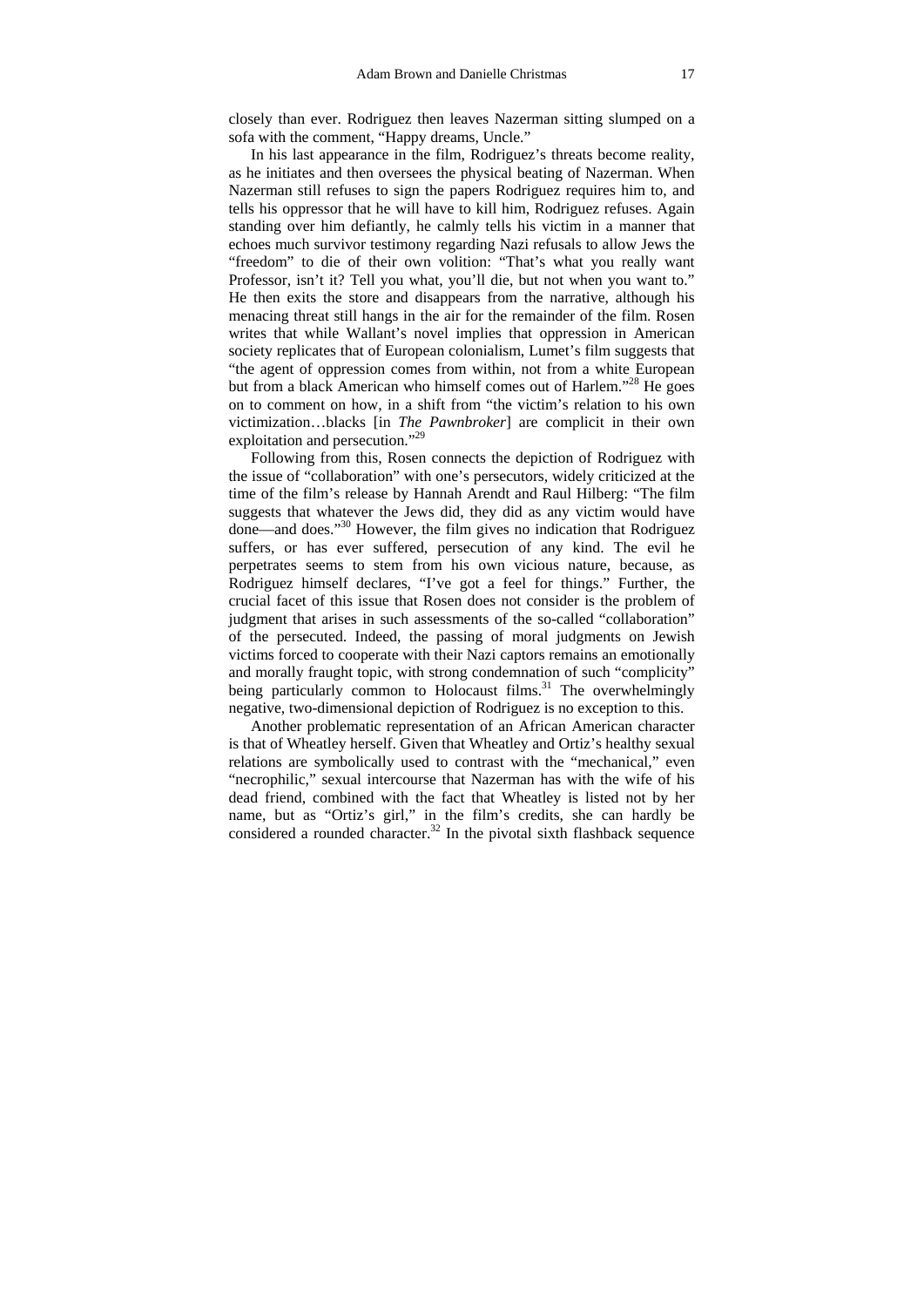closely than ever. Rodriguez then leaves Nazerman sitting slumped on a sofa with the comment, "Happy dreams, Uncle."

In his last appearance in the film, Rodriguez's threats become reality, as he initiates and then oversees the physical beating of Nazerman. When Nazerman still refuses to sign the papers Rodriguez requires him to, and tells his oppressor that he will have to kill him, Rodriguez refuses. Again standing over him defiantly, he calmly tells his victim in a manner that echoes much survivor testimony regarding Nazi refusals to allow Jews the "freedom" to die of their own volition: "That's what you really want Professor, isn't it? Tell you what, you'll die, but not when you want to." He then exits the store and disappears from the narrative, although his menacing threat still hangs in the air for the remainder of the film. Rosen writes that while Wallant's novel implies that oppression in American society replicates that of European colonialism, Lumet's film suggests that "the agent of oppression comes from within, not from a white European but from a black American who himself comes out of Harlem."[28] He goes on to comment on how, in a shift from "the victim's relation to his own victimization…blacks [in *The Pawnbroker*] are complicit in their own exploitation and persecution."[29]

Following from this, Rosen connects the depiction of Rodriguez with the issue of "collaboration" with one's persecutors, widely criticized at the time of the film's release by Hannah Arendt and Raul Hilberg: "The film suggests that whatever the Jews did, they did as any victim would have done—and does."[30] However, the film gives no indication that Rodriguez suffers, or has ever suffered, persecution of any kind. The evil he perpetrates seems to stem from his own vicious nature, because, as Rodriguez himself declares, "I've got a feel for things." Further, the crucial facet of this issue that Rosen does not consider is the problem of judgment that arises in such assessments of the so-called "collaboration" of the persecuted. Indeed, the passing of moral judgments on Jewish victims forced to cooperate with their Nazi captors remains an emotionally and morally fraught topic, with strong condemnation of such "complicity" being particularly common to Holocaust films.[31] The overwhelmingly negative, two-dimensional depiction of Rodriguez is no exception to this.

Another problematic representation of an African American character is that of Wheatley herself. Given that Wheatley and Ortiz's healthy sexual relations are symbolically used to contrast with the "mechanical," even "necrophilic," sexual intercourse that Nazerman has with the wife of his dead friend, combined with the fact that Wheatley is listed not by her name, but as "Ortiz's girl," in the film's credits, she can hardly be considered a rounded character.[32] In the pivotal sixth flashback sequence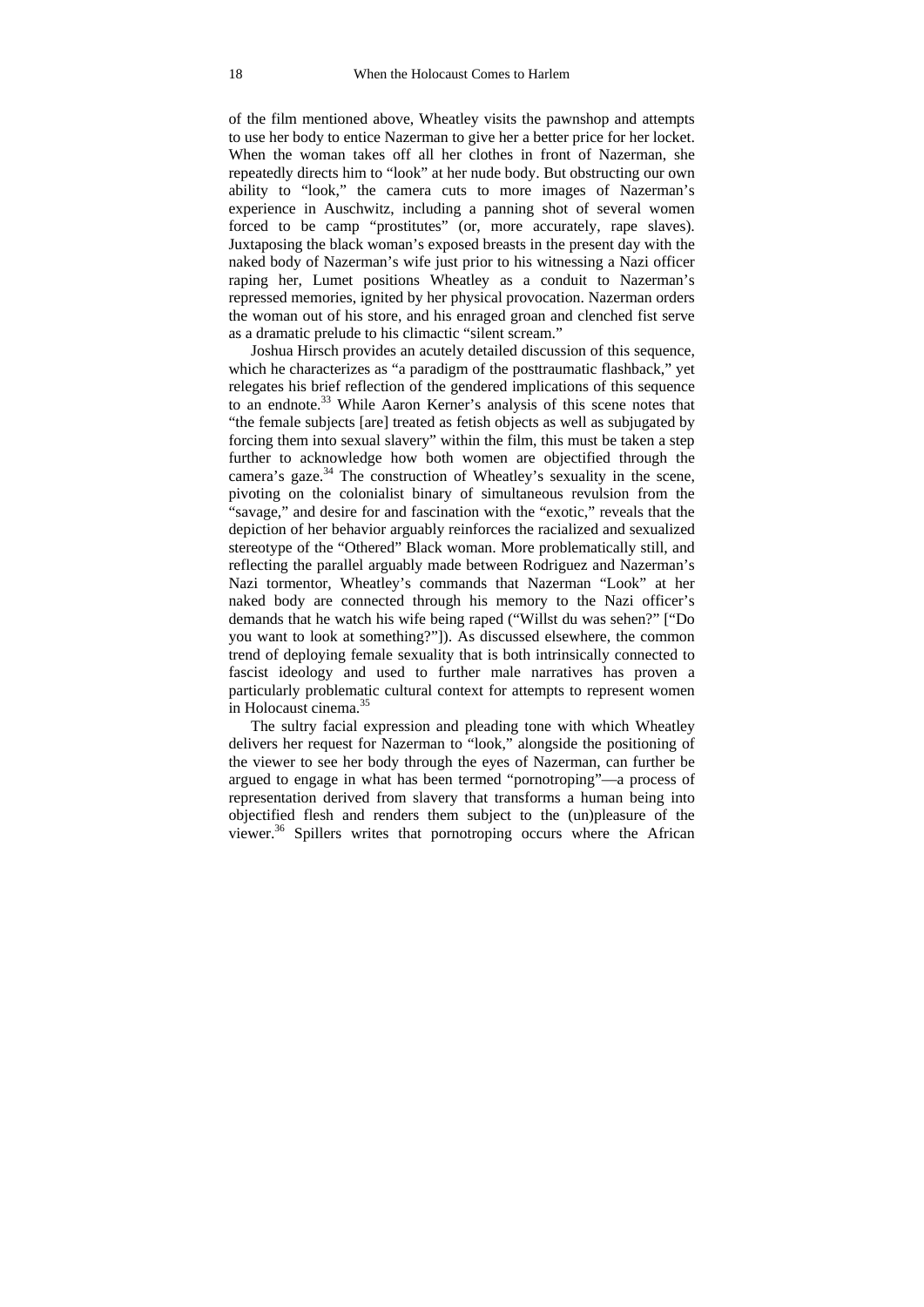of the film mentioned above, Wheatley visits the pawnshop and attempts to use her body to entice Nazerman to give her a better price for her locket. When the woman takes off all her clothes in front of Nazerman, she repeatedly directs him to "look" at her nude body. But obstructing our own ability to "look," the camera cuts to more images of Nazerman's experience in Auschwitz, including a panning shot of several women forced to be camp "prostitutes" (or, more accurately, rape slaves). Juxtaposing the black woman's exposed breasts in the present day with the naked body of Nazerman's wife just prior to his witnessing a Nazi officer raping her, Lumet positions Wheatley as a conduit to Nazerman's repressed memories, ignited by her physical provocation. Nazerman orders the woman out of his store, and his enraged groan and clenched fist serve as a dramatic prelude to his climactic "silent scream."

Joshua Hirsch provides an acutely detailed discussion of this sequence, which he characterizes as "a paradigm of the posttraumatic flashback," yet relegates his brief reflection of the gendered implications of this sequence to an endnote.[33] While Aaron Kerner's analysis of this scene notes that "the female subjects [are] treated as fetish objects as well as subjugated by forcing them into sexual slavery" within the film, this must be taken a step further to acknowledge how both women are objectified through the camera's gaze.[34] The construction of Wheatley's sexuality in the scene, pivoting on the colonialist binary of simultaneous revulsion from the "savage," and desire for and fascination with the "exotic," reveals that the depiction of her behavior arguably reinforces the racialized and sexualized stereotype of the "Othered" Black woman. More problematically still, and reflecting the parallel arguably made between Rodriguez and Nazerman's Nazi tormentor, Wheatley's commands that Nazerman "Look" at her naked body are connected through his memory to the Nazi officer's demands that he watch his wife being raped ("Willst du was sehen?" ["Do you want to look at something?"]). As discussed elsewhere, the common trend of deploying female sexuality that is both intrinsically connected to fascist ideology and used to further male narratives has proven a particularly problematic cultural context for attempts to represent women in Holocaust cinema.[35]

The sultry facial expression and pleading tone with which Wheatley delivers her request for Nazerman to "look," alongside the positioning of the viewer to see her body through the eyes of Nazerman, can further be argued to engage in what has been termed "pornotroping"—a process of representation derived from slavery that transforms a human being into objectified flesh and renders them subject to the (un)pleasure of the viewer.[36] Spillers writes that pornotroping occurs where the African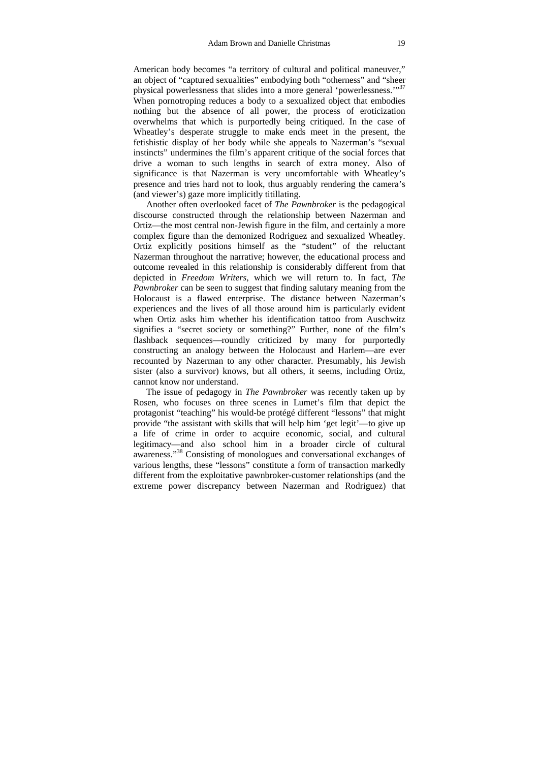American body becomes "a territory of cultural and political maneuver," an object of "captured sexualities" embodying both "otherness" and "sheer physical powerlessness that slides into a more general 'powerlessness.'"[37] When pornotroping reduces a body to a sexualized object that embodies nothing but the absence of all power, the process of eroticization overwhelms that which is purportedly being critiqued. In the case of Wheatley's desperate struggle to make ends meet in the present, the fetishistic display of her body while she appeals to Nazerman's "sexual instincts" undermines the film's apparent critique of the social forces that drive a woman to such lengths in search of extra money. Also of significance is that Nazerman is very uncomfortable with Wheatley's presence and tries hard not to look, thus arguably rendering the camera's (and viewer's) gaze more implicitly titillating.

Another often overlooked facet of *The Pawnbroker* is the pedagogical discourse constructed through the relationship between Nazerman and Ortiz—the most central non-Jewish figure in the film, and certainly a more complex figure than the demonized Rodriguez and sexualized Wheatley. Ortiz explicitly positions himself as the "student" of the reluctant Nazerman throughout the narrative; however, the educational process and outcome revealed in this relationship is considerably different from that depicted in *Freedom Writers*, which we will return to. In fact, *The Pawnbroker* can be seen to suggest that finding salutary meaning from the Holocaust is a flawed enterprise. The distance between Nazerman's experiences and the lives of all those around him is particularly evident when Ortiz asks him whether his identification tattoo from Auschwitz signifies a "secret society or something?" Further, none of the film's flashback sequences—roundly criticized by many for purportedly constructing an analogy between the Holocaust and Harlem—are ever recounted by Nazerman to any other character. Presumably, his Jewish sister (also a survivor) knows, but all others, it seems, including Ortiz, cannot know nor understand.

The issue of pedagogy in *The Pawnbroker* was recently taken up by Rosen, who focuses on three scenes in Lumet's film that depict the protagonist "teaching" his would-be protégé different "lessons" that might provide "the assistant with skills that will help him 'get legit'—to give up a life of crime in order to acquire economic, social, and cultural legitimacy—and also school him in a broader circle of cultural awareness."[38] Consisting of monologues and conversational exchanges of various lengths, these "lessons" constitute a form of transaction markedly different from the exploitative pawnbroker-customer relationships (and the extreme power discrepancy between Nazerman and Rodriguez) that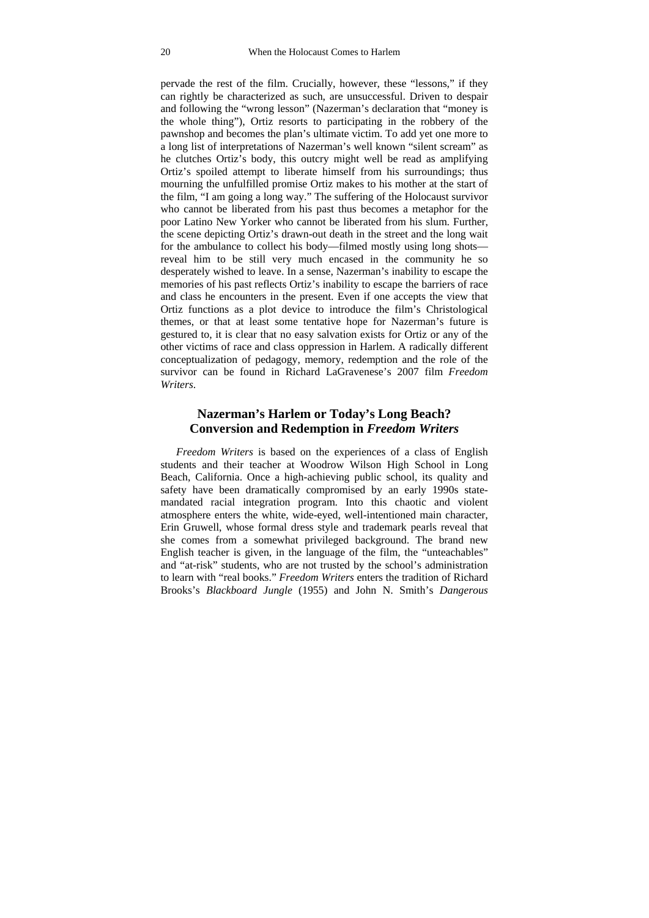pervade the rest of the film. Crucially, however, these "lessons," if they can rightly be characterized as such, are unsuccessful. Driven to despair and following the "wrong lesson" (Nazerman's declaration that "money is the whole thing"), Ortiz resorts to participating in the robbery of the pawnshop and becomes the plan's ultimate victim. To add yet one more to a long list of interpretations of Nazerman's well known "silent scream" as he clutches Ortiz's body, this outcry might well be read as amplifying Ortiz's spoiled attempt to liberate himself from his surroundings; thus mourning the unfulfilled promise Ortiz makes to his mother at the start of the film, "I am going a long way." The suffering of the Holocaust survivor who cannot be liberated from his past thus becomes a metaphor for the poor Latino New Yorker who cannot be liberated from his slum. Further, the scene depicting Ortiz's drawn-out death in the street and the long wait for the ambulance to collect his body—filmed mostly using long shots—reveal him to be still very much encased in the community he so desperately wished to leave. In a sense, Nazerman's inability to escape the memories of his past reflects Ortiz's inability to escape the barriers of race and class he encounters in the present. Even if one accepts the view that Ortiz functions as a plot device to introduce the film's Christological themes, or that at least some tentative hope for Nazerman's future is gestured to, it is clear that no easy salvation exists for Ortiz or any of the other victims of race and class oppression in Harlem. A radically different conceptualization of pedagogy, memory, redemption and the role of the survivor can be found in Richard LaGravenese's 2007 film *Freedom Writers*.

## Nazerman's Harlem or Today's Long Beach? Conversion and Redemption in *Freedom Writers*

*Freedom Writers* is based on the experiences of a class of English students and their teacher at Woodrow Wilson High School in Long Beach, California. Once a high-achieving public school, its quality and safety have been dramatically compromised by an early 1990s state-mandated racial integration program. Into this chaotic and violent atmosphere enters the white, wide-eyed, well-intentioned main character, Erin Gruwell, whose formal dress style and trademark pearls reveal that she comes from a somewhat privileged background. The brand new English teacher is given, in the language of the film, the "unteachables" and "at-risk" students, who are not trusted by the school's administration to learn with "real books." *Freedom Writers* enters the tradition of Richard Brooks's *Blackboard Jungle* (1955) and John N. Smith's *Dangerous*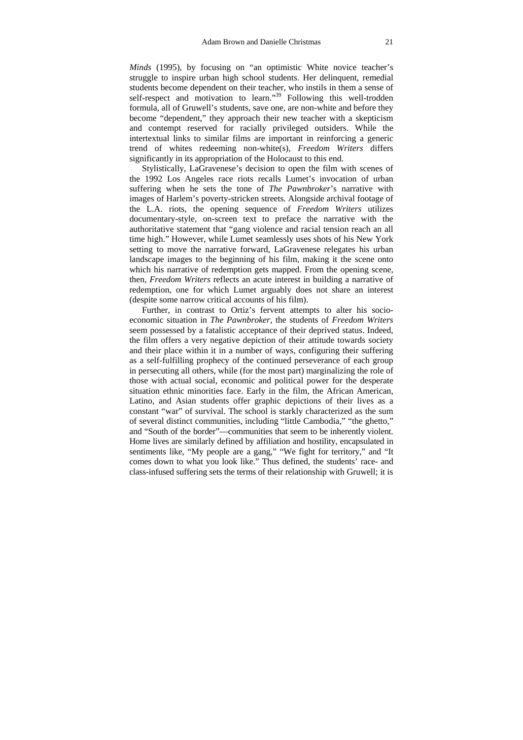*Minds* (1995), by focusing on "an optimistic White novice teacher's struggle to inspire urban high school students. Her delinquent, remedial students become dependent on their teacher, who instils in them a sense of self-respect and motivation to learn."[39] Following this well-trodden formula, all of Gruwell's students, save one, are non-white and before they become "dependent," they approach their new teacher with a skepticism and contempt reserved for racially privileged outsiders. While the intertextual links to similar films are important in reinforcing a generic trend of whites redeeming non-white(s), *Freedom Writers* differs significantly in its appropriation of the Holocaust to this end.

Stylistically, LaGravenese's decision to open the film with scenes of the 1992 Los Angeles race riots recalls Lumet's invocation of urban suffering when he sets the tone of *The Pawnbroker*'s narrative with images of Harlem's poverty-stricken streets. Alongside archival footage of the L.A. riots, the opening sequence of *Freedom Writers* utilizes documentary-style, on-screen text to preface the narrative with the authoritative statement that "gang violence and racial tension reach an all time high." However, while Lumet seamlessly uses shots of his New York setting to move the narrative forward, LaGravenese relegates his urban landscape images to the beginning of his film, making it the scene onto which his narrative of redemption gets mapped. From the opening scene, then, *Freedom Writers* reflects an acute interest in building a narrative of redemption, one for which Lumet arguably does not share an interest (despite some narrow critical accounts of his film).

Further, in contrast to Ortiz's fervent attempts to alter his socio-economic situation in *The Pawnbroker*, the students of *Freedom Writers* seem possessed by a fatalistic acceptance of their deprived status. Indeed, the film offers a very negative depiction of their attitude towards society and their place within it in a number of ways, configuring their suffering as a self-fulfilling prophecy of the continued perseverance of each group in persecuting all others, while (for the most part) marginalizing the role of those with actual social, economic and political power for the desperate situation ethnic minorities face. Early in the film, the African American, Latino, and Asian students offer graphic depictions of their lives as a constant "war" of survival. The school is starkly characterized as the sum of several distinct communities, including "little Cambodia," "the ghetto," and "South of the border"—communities that seem to be inherently violent. Home lives are similarly defined by affiliation and hostility, encapsulated in sentiments like, "My people are a gang," "We fight for territory," and "It comes down to what you look like." Thus defined, the students' race- and class-infused suffering sets the terms of their relationship with Gruwell; it is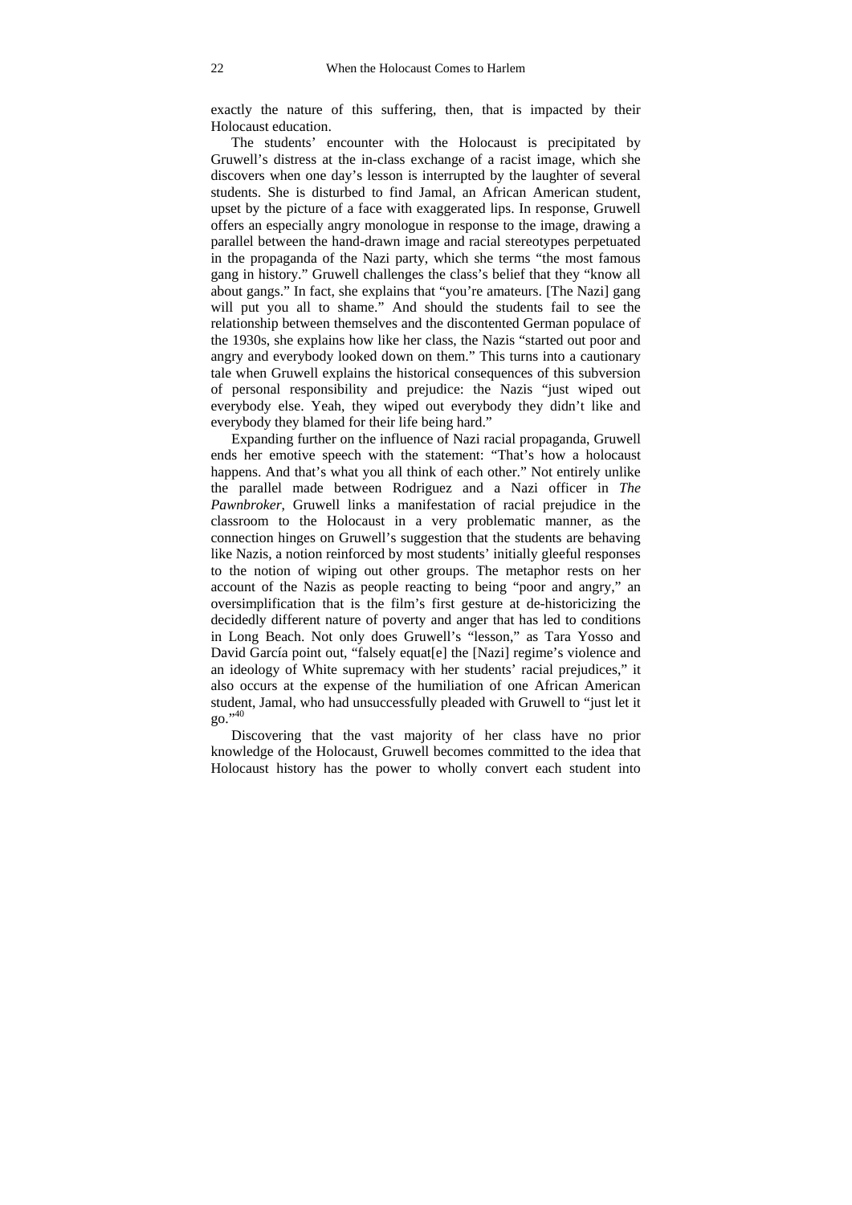exactly the nature of this suffering, then, that is impacted by their Holocaust education.

The students' encounter with the Holocaust is precipitated by Gruwell's distress at the in-class exchange of a racist image, which she discovers when one day's lesson is interrupted by the laughter of several students. She is disturbed to find Jamal, an African American student, upset by the picture of a face with exaggerated lips. In response, Gruwell offers an especially angry monologue in response to the image, drawing a parallel between the hand-drawn image and racial stereotypes perpetuated in the propaganda of the Nazi party, which she terms "the most famous gang in history." Gruwell challenges the class's belief that they "know all about gangs." In fact, she explains that "you're amateurs. [The Nazi] gang will put you all to shame." And should the students fail to see the relationship between themselves and the discontented German populace of the 1930s, she explains how like her class, the Nazis "started out poor and angry and everybody looked down on them." This turns into a cautionary tale when Gruwell explains the historical consequences of this subversion of personal responsibility and prejudice: the Nazis "just wiped out everybody else. Yeah, they wiped out everybody they didn't like and everybody they blamed for their life being hard."

Expanding further on the influence of Nazi racial propaganda, Gruwell ends her emotive speech with the statement: "That's how a holocaust happens. And that's what you all think of each other." Not entirely unlike the parallel made between Rodriguez and a Nazi officer in *The Pawnbroker*, Gruwell links a manifestation of racial prejudice in the classroom to the Holocaust in a very problematic manner, as the connection hinges on Gruwell's suggestion that the students are behaving like Nazis, a notion reinforced by most students' initially gleeful responses to the notion of wiping out other groups. The metaphor rests on her account of the Nazis as people reacting to being "poor and angry," an oversimplification that is the film's first gesture at de-historicizing the decidedly different nature of poverty and anger that has led to conditions in Long Beach. Not only does Gruwell's "lesson," as Tara Yosso and David García point out, "falsely equat[e] the [Nazi] regime's violence and an ideology of White supremacy with her students' racial prejudices," it also occurs at the expense of the humiliation of one African American student, Jamal, who had unsuccessfully pleaded with Gruwell to "just let it go."[40]

Discovering that the vast majority of her class have no prior knowledge of the Holocaust, Gruwell becomes committed to the idea that Holocaust history has the power to wholly convert each student into